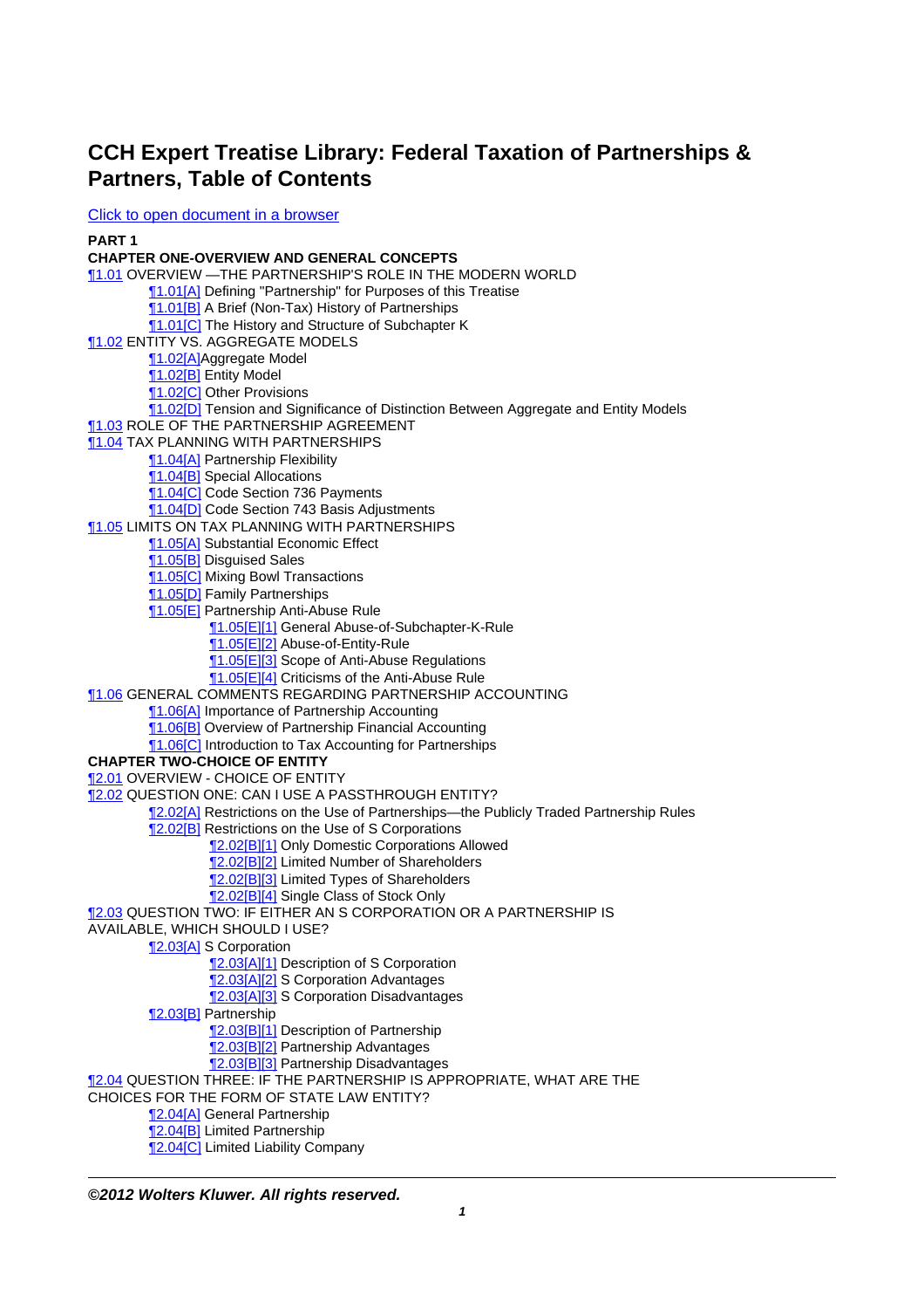# CCH Expert Treatise Library: Federal Taxation of Partnerships & Partners, Table of Contents

Click to open document in a browser

**PART 1**

**CHAPTER ONE-OVERVIEW AND GENERAL CONCEPTS**

¶1.01 OVERVIEW —THE PARTNERSHIP'S ROLE IN THE MODERN WORLD
- ¶1.01[A] Defining "Partnership" for Purposes of this Treatise
- ¶1.01[B] A Brief (Non-Tax) History of Partnerships
- ¶1.01[C] The History and Structure of Subchapter K

¶1.02 ENTITY VS. AGGREGATE MODELS
- ¶1.02[A]Aggregate Model
- ¶1.02[B] Entity Model
- ¶1.02[C] Other Provisions
- ¶1.02[D] Tension and Significance of Distinction Between Aggregate and Entity Models

¶1.03 ROLE OF THE PARTNERSHIP AGREEMENT

¶1.04 TAX PLANNING WITH PARTNERSHIPS
- ¶1.04[A] Partnership Flexibility
- ¶1.04[B] Special Allocations
- ¶1.04[C] Code Section 736 Payments
- ¶1.04[D] Code Section 743 Basis Adjustments

¶1.05 LIMITS ON TAX PLANNING WITH PARTNERSHIPS
- ¶1.05[A] Substantial Economic Effect
- ¶1.05[B] Disguised Sales
- ¶1.05[C] Mixing Bowl Transactions
- ¶1.05[D] Family Partnerships
- ¶1.05[E] Partnership Anti-Abuse Rule
  - ¶1.05[E][1] General Abuse-of-Subchapter-K-Rule
  - ¶1.05[E][2] Abuse-of-Entity-Rule
  - ¶1.05[E][3] Scope of Anti-Abuse Regulations
  - ¶1.05[E][4] Criticisms of the Anti-Abuse Rule

¶1.06 GENERAL COMMENTS REGARDING PARTNERSHIP ACCOUNTING
- ¶1.06[A] Importance of Partnership Accounting
- ¶1.06[B] Overview of Partnership Financial Accounting
- ¶1.06[C] Introduction to Tax Accounting for Partnerships

**CHAPTER TWO-CHOICE OF ENTITY**

¶2.01 OVERVIEW - CHOICE OF ENTITY

¶2.02 QUESTION ONE: CAN I USE A PASSTHROUGH ENTITY?
- ¶2.02[A] Restrictions on the Use of Partnerships—the Publicly Traded Partnership Rules
- ¶2.02[B] Restrictions on the Use of S Corporations
  - ¶2.02[B][1] Only Domestic Corporations Allowed
  - ¶2.02[B][2] Limited Number of Shareholders
  - ¶2.02[B][3] Limited Types of Shareholders
  - ¶2.02[B][4] Single Class of Stock Only

¶2.03 QUESTION TWO: IF EITHER AN S CORPORATION OR A PARTNERSHIP IS AVAILABLE, WHICH SHOULD I USE?
- ¶2.03[A] S Corporation
  - ¶2.03[A][1] Description of S Corporation
  - ¶2.03[A][2] S Corporation Advantages
  - ¶2.03[A][3] S Corporation Disadvantages
- ¶2.03[B] Partnership
  - ¶2.03[B][1] Description of Partnership
  - ¶2.03[B][2] Partnership Advantages
  - ¶2.03[B][3] Partnership Disadvantages

¶2.04 QUESTION THREE: IF THE PARTNERSHIP IS APPROPRIATE, WHAT ARE THE CHOICES FOR THE FORM OF STATE LAW ENTITY?
- ¶2.04[A] General Partnership
- ¶2.04[B] Limited Partnership
- ¶2.04[C] Limited Liability Company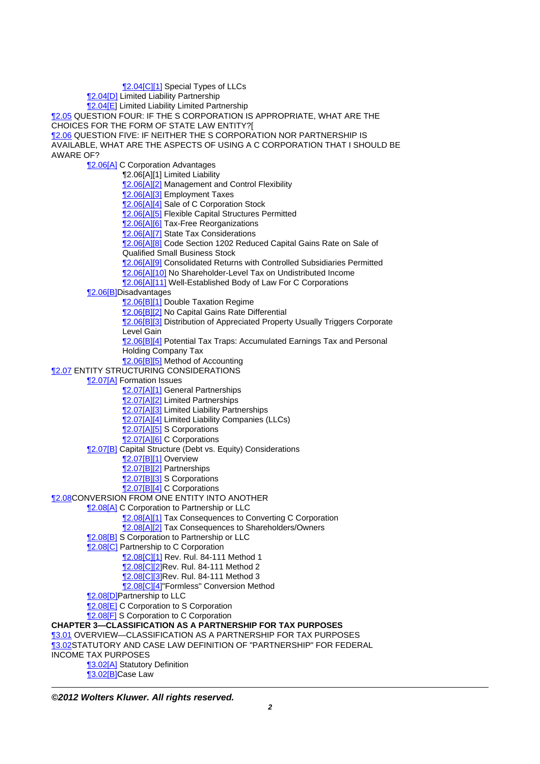- ¶2.04[C][1] Special Types of LLCs
- ¶2.04[D] Limited Liability Partnership
- ¶2.04[E] Limited Liability Limited Partnership

¶2.05 QUESTION FOUR: IF THE S CORPORATION IS APPROPRIATE, WHAT ARE THE CHOICES FOR THE FORM OF STATE LAW ENTITY?[

¶2.06 QUESTION FIVE: IF NEITHER THE S CORPORATION NOR PARTNERSHIP IS AVAILABLE, WHAT ARE THE ASPECTS OF USING A C CORPORATION THAT I SHOULD BE AWARE OF?

- ¶2.06[A] C Corporation Advantages
  - ¶2.06[A][1] Limited Liability
  - ¶2.06[A][2] Management and Control Flexibility
  - ¶2.06[A][3] Employment Taxes
  - ¶2.06[A][4] Sale of C Corporation Stock
  - ¶2.06[A][5] Flexible Capital Structures Permitted
  - ¶2.06[A][6] Tax-Free Reorganizations
  - ¶2.06[A][7] State Tax Considerations
  - ¶2.06[A][8] Code Section 1202 Reduced Capital Gains Rate on Sale of Qualified Small Business Stock
  - ¶2.06[A][9] Consolidated Returns with Controlled Subsidiaries Permitted
  - ¶2.06[A][10] No Shareholder-Level Tax on Undistributed Income
  - ¶2.06[A][11] Well-Established Body of Law For C Corporations
- ¶2.06[B]Disadvantages
  - ¶2.06[B][1] Double Taxation Regime
  - ¶2.06[B][2] No Capital Gains Rate Differential
  - ¶2.06[B][3] Distribution of Appreciated Property Usually Triggers Corporate Level Gain
  - ¶2.06[B][4] Potential Tax Traps: Accumulated Earnings Tax and Personal Holding Company Tax
  - ¶2.06[B][5] Method of Accounting

¶2.07 ENTITY STRUCTURING CONSIDERATIONS

- ¶2.07[A] Formation Issues
  - ¶2.07[A][1] General Partnerships
  - ¶2.07[A][2] Limited Partnerships
  - ¶2.07[A][3] Limited Liability Partnerships
  - ¶2.07[A][4] Limited Liability Companies (LLCs)
  - ¶2.07[A][5] S Corporations
  - ¶2.07[A][6] C Corporations
- ¶2.07[B] Capital Structure (Debt vs. Equity) Considerations
  - ¶2.07[B][1] Overview
  - ¶2.07[B][2] Partnerships
  - ¶2.07[B][3] S Corporations
  - ¶2.07[B][4] C Corporations

¶2.08CONVERSION FROM ONE ENTITY INTO ANOTHER

- ¶2.08[A] C Corporation to Partnership or LLC
  - ¶2.08[A][1] Tax Consequences to Converting C Corporation
  - ¶2.08[A][2] Tax Consequences to Shareholders/Owners
- ¶2.08[B] S Corporation to Partnership or LLC
- ¶2.08[C] Partnership to C Corporation
  - ¶2.08[C][1] Rev. Rul. 84-111 Method 1
  - ¶2.08[C][2]Rev. Rul. 84-111 Method 2
  - ¶2.08[C][3]Rev. Rul. 84-111 Method 3
  - ¶2.08[C][4]"Formless" Conversion Method
- ¶2.08[D]Partnership to LLC
- ¶2.08[E] C Corporation to S Corporation
- ¶2.08[F] S Corporation to C Corporation

**CHAPTER 3—CLASSIFICATION AS A PARTNERSHIP FOR TAX PURPOSES**

¶3.01 OVERVIEW—CLASSIFICATION AS A PARTNERSHIP FOR TAX PURPOSES

¶3.02STATUTORY AND CASE LAW DEFINITION OF "PARTNERSHIP" FOR FEDERAL INCOME TAX PURPOSES

- ¶3.02[A] Statutory Definition
- ¶3.02[B]Case Law

***©2012 Wolters Kluwer. All rights reserved.***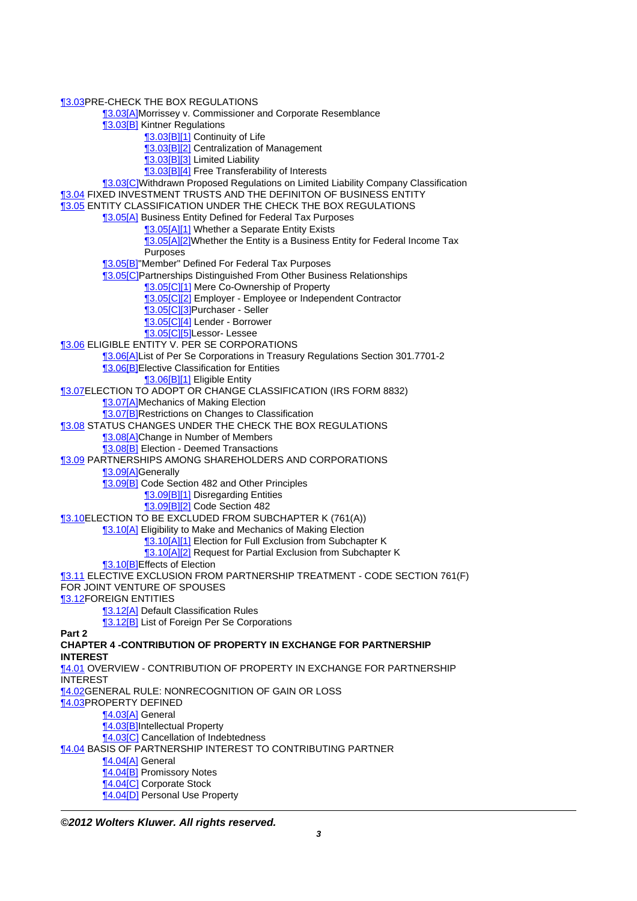¶3.03PRE-CHECK THE BOX REGULATIONS
- ¶3.03[A]Morrissey v. Commissioner and Corporate Resemblance
- ¶3.03[B] Kintner Regulations
  - ¶3.03[B][1] Continuity of Life
  - ¶3.03[B][2] Centralization of Management
  - ¶3.03[B][3] Limited Liability
  - ¶3.03[B][4] Free Transferability of Interests
- ¶3.03[C]Withdrawn Proposed Regulations on Limited Liability Company Classification

¶3.04 FIXED INVESTMENT TRUSTS AND THE DEFINITON OF BUSINESS ENTITY

¶3.05 ENTITY CLASSIFICATION UNDER THE CHECK THE BOX REGULATIONS
- ¶3.05[A] Business Entity Defined for Federal Tax Purposes
  - ¶3.05[A][1] Whether a Separate Entity Exists
  - ¶3.05[A][2]Whether the Entity is a Business Entity for Federal Income Tax Purposes
- ¶3.05[B]"Member" Defined For Federal Tax Purposes
- ¶3.05[C]Partnerships Distinguished From Other Business Relationships
  - ¶3.05[C][1] Mere Co-Ownership of Property
  - ¶3.05[C][2] Employer - Employee or Independent Contractor
  - ¶3.05[C][3]Purchaser - Seller
  - ¶3.05[C][4] Lender - Borrower
  - ¶3.05[C][5]Lessor- Lessee

¶3.06 ELIGIBLE ENTITY V. PER SE CORPORATIONS
- ¶3.06[A]List of Per Se Corporations in Treasury Regulations Section 301.7701-2
- ¶3.06[B]Elective Classification for Entities
  - ¶3.06[B][1] Eligible Entity

¶3.07ELECTION TO ADOPT OR CHANGE CLASSIFICATION (IRS FORM 8832)
- ¶3.07[A]Mechanics of Making Election
- ¶3.07[B]Restrictions on Changes to Classification

¶3.08 STATUS CHANGES UNDER THE CHECK THE BOX REGULATIONS
- ¶3.08[A]Change in Number of Members
- ¶3.08[B] Election - Deemed Transactions

¶3.09 PARTNERSHIPS AMONG SHAREHOLDERS AND CORPORATIONS
- ¶3.09[A]Generally
- ¶3.09[B] Code Section 482 and Other Principles
  - ¶3.09[B][1] Disregarding Entities
  - ¶3.09[B][2] Code Section 482

¶3.10ELECTION TO BE EXCLUDED FROM SUBCHAPTER K (761(A))
- ¶3.10[A] Eligibility to Make and Mechanics of Making Election
  - ¶3.10[A][1] Election for Full Exclusion from Subchapter K
  - ¶3.10[A][2] Request for Partial Exclusion from Subchapter K
- ¶3.10[B]Effects of Election

¶3.11 ELECTIVE EXCLUSION FROM PARTNERSHIP TREATMENT - CODE SECTION 761(F) FOR JOINT VENTURE OF SPOUSES

¶3.12FOREIGN ENTITIES
- ¶3.12[A] Default Classification Rules
- ¶3.12[B] List of Foreign Per Se Corporations

**Part 2**

**CHAPTER 4 -CONTRIBUTION OF PROPERTY IN EXCHANGE FOR PARTNERSHIP INTEREST**

¶4.01 OVERVIEW - CONTRIBUTION OF PROPERTY IN EXCHANGE FOR PARTNERSHIP INTEREST

¶4.02GENERAL RULE: NONRECOGNITION OF GAIN OR LOSS

¶4.03PROPERTY DEFINED
- ¶4.03[A] General
- ¶4.03[B]Intellectual Property
- ¶4.03[C] Cancellation of Indebtedness

¶4.04 BASIS OF PARTNERSHIP INTEREST TO CONTRIBUTING PARTNER
- ¶4.04[A] General
- ¶4.04[B] Promissory Notes
- ¶4.04[C] Corporate Stock
- ¶4.04[D] Personal Use Property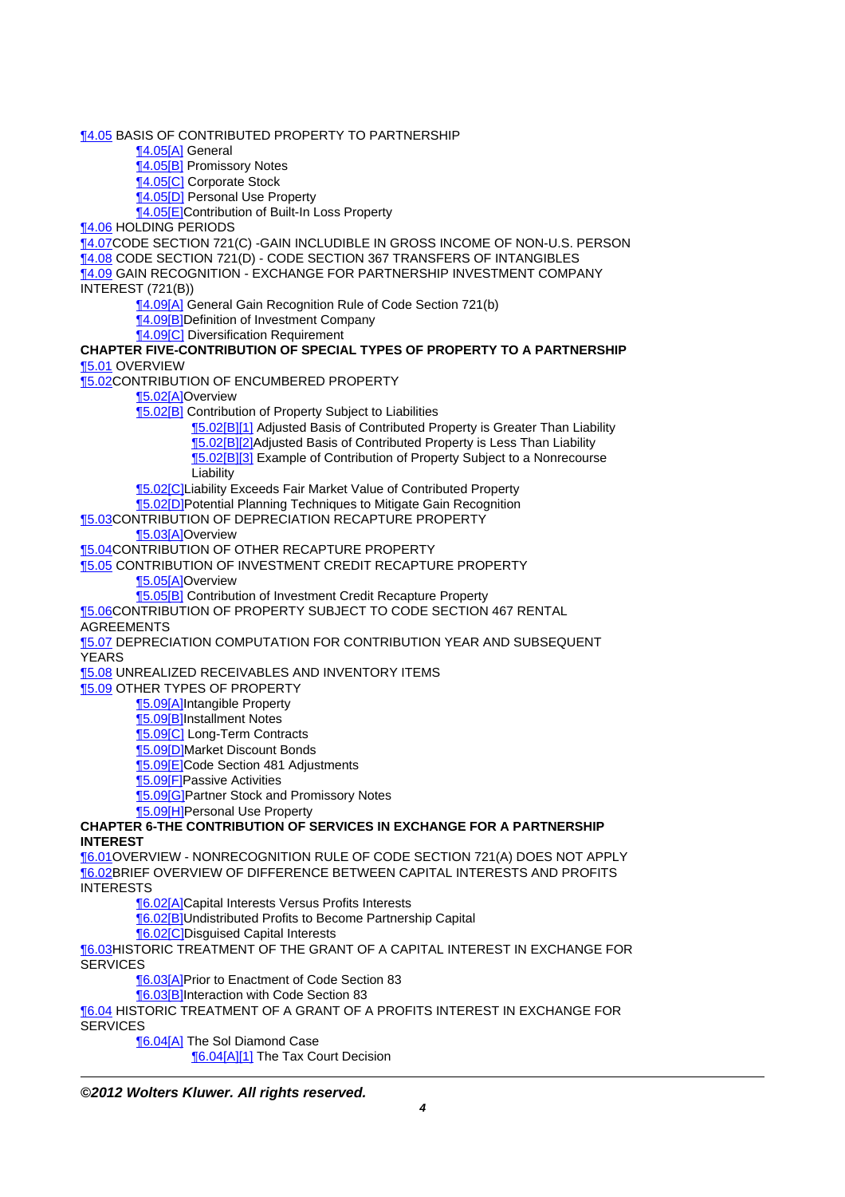¶4.05 BASIS OF CONTRIBUTED PROPERTY TO PARTNERSHIP
- ¶4.05[A] General
- ¶4.05[B] Promissory Notes
- ¶4.05[C] Corporate Stock
- ¶4.05[D] Personal Use Property
- ¶4.05[E]Contribution of Built-In Loss Property

¶4.06 HOLDING PERIODS

¶4.07CODE SECTION 721(C) -GAIN INCLUDIBLE IN GROSS INCOME OF NON-U.S. PERSON

¶4.08 CODE SECTION 721(D) - CODE SECTION 367 TRANSFERS OF INTANGIBLES

¶4.09 GAIN RECOGNITION - EXCHANGE FOR PARTNERSHIP INVESTMENT COMPANY INTEREST (721(B))
- ¶4.09[A] General Gain Recognition Rule of Code Section 721(b)
- ¶4.09[B]Definition of Investment Company
- ¶4.09[C] Diversification Requirement

**CHAPTER FIVE-CONTRIBUTION OF SPECIAL TYPES OF PROPERTY TO A PARTNERSHIP**

¶5.01 OVERVIEW

¶5.02CONTRIBUTION OF ENCUMBERED PROPERTY
- ¶5.02[A]Overview
- ¶5.02[B] Contribution of Property Subject to Liabilities
  - ¶5.02[B][1] Adjusted Basis of Contributed Property is Greater Than Liability
  - ¶5.02[B][2]Adjusted Basis of Contributed Property is Less Than Liability
  - ¶5.02[B][3] Example of Contribution of Property Subject to a Nonrecourse Liability
- ¶5.02[C]Liability Exceeds Fair Market Value of Contributed Property
- ¶5.02[D]Potential Planning Techniques to Mitigate Gain Recognition

¶5.03CONTRIBUTION OF DEPRECIATION RECAPTURE PROPERTY
- ¶5.03[A]Overview

¶5.04CONTRIBUTION OF OTHER RECAPTURE PROPERTY

¶5.05 CONTRIBUTION OF INVESTMENT CREDIT RECAPTURE PROPERTY
- ¶5.05[A]Overview
- ¶5.05[B] Contribution of Investment Credit Recapture Property

¶5.06CONTRIBUTION OF PROPERTY SUBJECT TO CODE SECTION 467 RENTAL AGREEMENTS

¶5.07 DEPRECIATION COMPUTATION FOR CONTRIBUTION YEAR AND SUBSEQUENT YEARS

¶5.08 UNREALIZED RECEIVABLES AND INVENTORY ITEMS

¶5.09 OTHER TYPES OF PROPERTY
- ¶5.09[A]Intangible Property
- ¶5.09[B]Installment Notes
- ¶5.09[C] Long-Term Contracts
- ¶5.09[D]Market Discount Bonds
- ¶5.09[E]Code Section 481 Adjustments
- ¶5.09[F]Passive Activities
- ¶5.09[G]Partner Stock and Promissory Notes
- ¶5.09[H]Personal Use Property

**CHAPTER 6-THE CONTRIBUTION OF SERVICES IN EXCHANGE FOR A PARTNERSHIP INTEREST**

¶6.01OVERVIEW - NONRECOGNITION RULE OF CODE SECTION 721(A) DOES NOT APPLY

¶6.02BRIEF OVERVIEW OF DIFFERENCE BETWEEN CAPITAL INTERESTS AND PROFITS INTERESTS
- ¶6.02[A]Capital Interests Versus Profits Interests
- ¶6.02[B]Undistributed Profits to Become Partnership Capital
- ¶6.02[C]Disguised Capital Interests

¶6.03HISTORIC TREATMENT OF THE GRANT OF A CAPITAL INTEREST IN EXCHANGE FOR SERVICES
- ¶6.03[A]Prior to Enactment of Code Section 83
- ¶6.03[B]Interaction with Code Section 83

¶6.04 HISTORIC TREATMENT OF A GRANT OF A PROFITS INTEREST IN EXCHANGE FOR SERVICES
- ¶6.04[A] The Sol Diamond Case
  - ¶6.04[A][1] The Tax Court Decision

***©2012 Wolters Kluwer. All rights reserved.***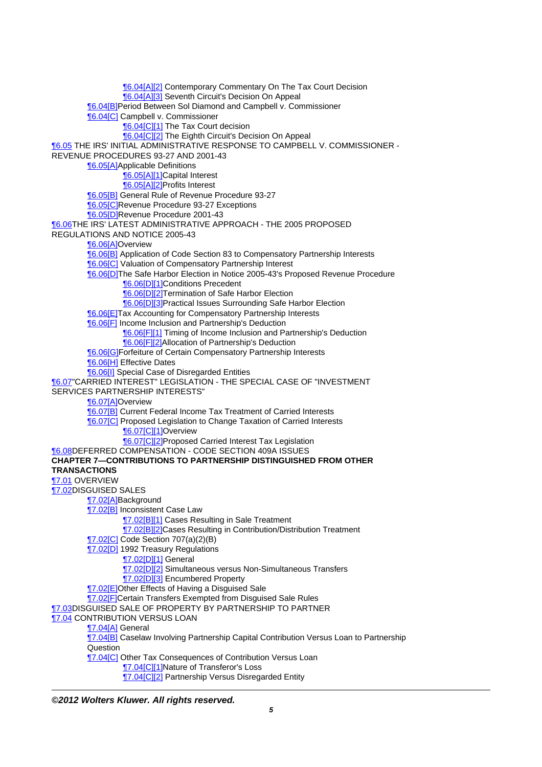- ¶6.04[A][2] Contemporary Commentary On The Tax Court Decision
- ¶6.04[A][3] Seventh Circuit's Decision On Appeal

¶6.04[B]Period Between Sol Diamond and Campbell v. Commissioner

¶6.04[C] Campbell v. Commissioner

- ¶6.04[C][1] The Tax Court decision
- ¶6.04[C][2] The Eighth Circuit's Decision On Appeal

¶6.05 THE IRS' INITIAL ADMINISTRATIVE RESPONSE TO CAMPBELL V. COMMISSIONER - REVENUE PROCEDURES 93-27 AND 2001-43

¶6.05[A]Applicable Definitions

- ¶6.05[A][1]Capital Interest
- ¶6.05[A][2]Profits Interest

¶6.05[B] General Rule of Revenue Procedure 93-27

¶6.05[C]Revenue Procedure 93-27 Exceptions

¶6.05[D]Revenue Procedure 2001-43

¶6.06THE IRS' LATEST ADMINISTRATIVE APPROACH - THE 2005 PROPOSED REGULATIONS AND NOTICE 2005-43

¶6.06[A]Overview

¶6.06[B] Application of Code Section 83 to Compensatory Partnership Interests

¶6.06[C] Valuation of Compensatory Partnership Interest

¶6.06[D]The Safe Harbor Election in Notice 2005-43's Proposed Revenue Procedure

- ¶6.06[D][1]Conditions Precedent
- ¶6.06[D][2]Termination of Safe Harbor Election
- ¶6.06[D][3]Practical Issues Surrounding Safe Harbor Election

¶6.06[E]Tax Accounting for Compensatory Partnership Interests

¶6.06[F] Income Inclusion and Partnership's Deduction

- ¶6.06[F][1] Timing of Income Inclusion and Partnership's Deduction
- ¶6.06[F][2]Allocation of Partnership's Deduction

¶6.06[G]Forfeiture of Certain Compensatory Partnership Interests

¶6.06[H] Effective Dates

¶6.06[I] Special Case of Disregarded Entities

¶6.07"CARRIED INTEREST" LEGISLATION - THE SPECIAL CASE OF "INVESTMENT SERVICES PARTNERSHIP INTERESTS"

¶6.07[A]Overview

¶6.07[B] Current Federal Income Tax Treatment of Carried Interests

¶6.07[C] Proposed Legislation to Change Taxation of Carried Interests

- ¶6.07[C][1]Overview
- ¶6.07[C][2]Proposed Carried Interest Tax Legislation

¶6.08DEFERRED COMPENSATION - CODE SECTION 409A ISSUES

**CHAPTER 7—CONTRIBUTIONS TO PARTNERSHIP DISTINGUISHED FROM OTHER TRANSACTIONS**

¶7.01 OVERVIEW

¶7.02DISGUISED SALES

¶7.02[A]Background

¶7.02[B] Inconsistent Case Law

- ¶7.02[B][1] Cases Resulting in Sale Treatment
- ¶7.02[B][2]Cases Resulting in Contribution/Distribution Treatment

¶7.02[C] Code Section 707(a)(2)(B)

¶7.02[D] 1992 Treasury Regulations

- ¶7.02[D][1] General
- ¶7.02[D][2] Simultaneous versus Non-Simultaneous Transfers
- ¶7.02[D][3] Encumbered Property

¶7.02[E]Other Effects of Having a Disguised Sale

¶7.02[F]Certain Transfers Exempted from Disguised Sale Rules

¶7.03DISGUISED SALE OF PROPERTY BY PARTNERSHIP TO PARTNER

¶7.04 CONTRIBUTION VERSUS LOAN

¶7.04[A] General

¶7.04[B] Caselaw Involving Partnership Capital Contribution Versus Loan to Partnership Question

¶7.04[C] Other Tax Consequences of Contribution Versus Loan

- ¶7.04[C][1]Nature of Transferor's Loss
- ¶7.04[C][2] Partnership Versus Disregarded Entity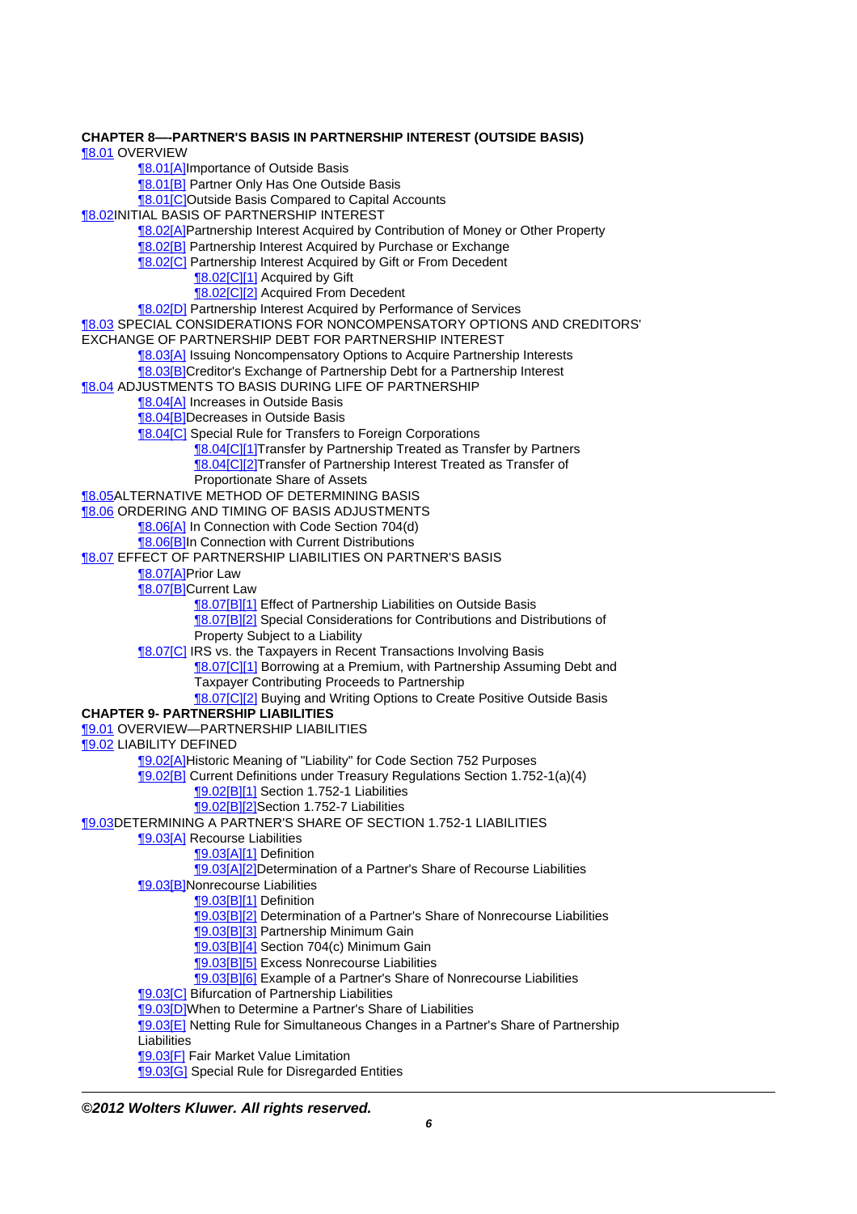**CHAPTER 8—-PARTNER'S BASIS IN PARTNERSHIP INTEREST (OUTSIDE BASIS)**

¶8.01 OVERVIEW
- ¶8.01[A]Importance of Outside Basis
- ¶8.01[B] Partner Only Has One Outside Basis
- ¶8.01[C]Outside Basis Compared to Capital Accounts

¶8.02INITIAL BASIS OF PARTNERSHIP INTEREST
- ¶8.02[A]Partnership Interest Acquired by Contribution of Money or Other Property
- ¶8.02[B] Partnership Interest Acquired by Purchase or Exchange
- ¶8.02[C] Partnership Interest Acquired by Gift or From Decedent
  - ¶8.02[C][1] Acquired by Gift
  - ¶8.02[C][2] Acquired From Decedent
- ¶8.02[D] Partnership Interest Acquired by Performance of Services

¶8.03 SPECIAL CONSIDERATIONS FOR NONCOMPENSATORY OPTIONS AND CREDITORS' EXCHANGE OF PARTNERSHIP DEBT FOR PARTNERSHIP INTEREST
- ¶8.03[A] Issuing Noncompensatory Options to Acquire Partnership Interests
- ¶8.03[B]Creditor's Exchange of Partnership Debt for a Partnership Interest

¶8.04 ADJUSTMENTS TO BASIS DURING LIFE OF PARTNERSHIP
- ¶8.04[A] Increases in Outside Basis
- ¶8.04[B]Decreases in Outside Basis
- ¶8.04[C] Special Rule for Transfers to Foreign Corporations
  - ¶8.04[C][1]Transfer by Partnership Treated as Transfer by Partners
  - ¶8.04[C][2]Transfer of Partnership Interest Treated as Transfer of Proportionate Share of Assets

¶8.05ALTERNATIVE METHOD OF DETERMINING BASIS

¶8.06 ORDERING AND TIMING OF BASIS ADJUSTMENTS
- ¶8.06[A] In Connection with Code Section 704(d)
- ¶8.06[B]In Connection with Current Distributions

¶8.07 EFFECT OF PARTNERSHIP LIABILITIES ON PARTNER'S BASIS
- ¶8.07[A]Prior Law
- ¶8.07[B]Current Law
  - ¶8.07[B][1] Effect of Partnership Liabilities on Outside Basis
  - ¶8.07[B][2] Special Considerations for Contributions and Distributions of Property Subject to a Liability
- ¶8.07[C] IRS vs. the Taxpayers in Recent Transactions Involving Basis
  - ¶8.07[C][1] Borrowing at a Premium, with Partnership Assuming Debt and Taxpayer Contributing Proceeds to Partnership
  - ¶8.07[C][2] Buying and Writing Options to Create Positive Outside Basis

**CHAPTER 9- PARTNERSHIP LIABILITIES**

¶9.01 OVERVIEW—PARTNERSHIP LIABILITIES

¶9.02 LIABILITY DEFINED
- ¶9.02[A]Historic Meaning of "Liability" for Code Section 752 Purposes
- ¶9.02[B] Current Definitions under Treasury Regulations Section 1.752-1(a)(4)
  - ¶9.02[B][1] Section 1.752-1 Liabilities
  - ¶9.02[B][2]Section 1.752-7 Liabilities

¶9.03DETERMINING A PARTNER'S SHARE OF SECTION 1.752-1 LIABILITIES
- ¶9.03[A] Recourse Liabilities
  - ¶9.03[A][1] Definition
  - ¶9.03[A][2]Determination of a Partner's Share of Recourse Liabilities
- ¶9.03[B]Nonrecourse Liabilities
  - ¶9.03[B][1] Definition
  - ¶9.03[B][2] Determination of a Partner's Share of Nonrecourse Liabilities
  - ¶9.03[B][3] Partnership Minimum Gain
  - ¶9.03[B][4] Section 704(c) Minimum Gain
  - ¶9.03[B][5] Excess Nonrecourse Liabilities
  - ¶9.03[B][6] Example of a Partner's Share of Nonrecourse Liabilities
- ¶9.03[C] Bifurcation of Partnership Liabilities
- ¶9.03[D]When to Determine a Partner's Share of Liabilities
- ¶9.03[E] Netting Rule for Simultaneous Changes in a Partner's Share of Partnership Liabilities
- ¶9.03[F] Fair Market Value Limitation
- ¶9.03[G] Special Rule for Disregarded Entities

***©2012 Wolters Kluwer. All rights reserved.***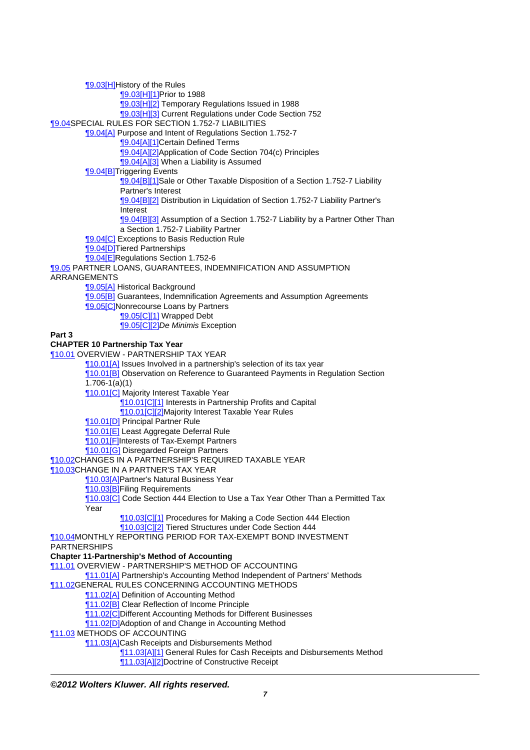¶9.03[H]History of the Rules

¶9.03[H][1]Prior to 1988

¶9.03[H][2] Temporary Regulations Issued in 1988

¶9.03[H][3] Current Regulations under Code Section 752

¶9.04SPECIAL RULES FOR SECTION 1.752-7 LIABILITIES

¶9.04[A] Purpose and Intent of Regulations Section 1.752-7

¶9.04[A][1]Certain Defined Terms

¶9.04[A][2]Application of Code Section 704(c) Principles

¶9.04[A][3] When a Liability is Assumed

¶9.04[B]Triggering Events

¶9.04[B][1]Sale or Other Taxable Disposition of a Section 1.752-7 Liability Partner's Interest

¶9.04[B][2] Distribution in Liquidation of Section 1.752-7 Liability Partner's Interest

¶9.04[B][3] Assumption of a Section 1.752-7 Liability by a Partner Other Than a Section 1.752-7 Liability Partner

¶9.04[C] Exceptions to Basis Reduction Rule

¶9.04[D]Tiered Partnerships

¶9.04[E]Regulations Section 1.752-6

¶9.05 PARTNER LOANS, GUARANTEES, INDEMNIFICATION AND ASSUMPTION ARRANGEMENTS

¶9.05[A] Historical Background

¶9.05[B] Guarantees, Indemnification Agreements and Assumption Agreements

¶9.05[C]Nonrecourse Loans by Partners

¶9.05[C][1] Wrapped Debt

¶9.05[C][2]*De Minimis* Exception

**Part 3**

**CHAPTER 10 Partnership Tax Year**

¶10.01 OVERVIEW - PARTNERSHIP TAX YEAR

¶10.01[A] Issues Involved in a partnership's selection of its tax year

¶10.01[B] Observation on Reference to Guaranteed Payments in Regulation Section 1.706-1(a)(1)

¶10.01[C] Majority Interest Taxable Year

¶10.01[C][1] Interests in Partnership Profits and Capital

¶10.01[C][2]Majority Interest Taxable Year Rules

¶10.01[D] Principal Partner Rule

¶10.01[E] Least Aggregate Deferral Rule

¶10.01[F]Interests of Tax-Exempt Partners

¶10.01[G] Disregarded Foreign Partners

¶10.02CHANGES IN A PARTNERSHIP'S REQUIRED TAXABLE YEAR

¶10.03CHANGE IN A PARTNER'S TAX YEAR

¶10.03[A]Partner's Natural Business Year

¶10.03[B]Filing Requirements

¶10.03[C] Code Section 444 Election to Use a Tax Year Other Than a Permitted Tax Year

¶10.03[C][1] Procedures for Making a Code Section 444 Election

¶10.03[C][2] Tiered Structures under Code Section 444

¶10.04MONTHLY REPORTING PERIOD FOR TAX-EXEMPT BOND INVESTMENT PARTNERSHIPS

**Chapter 11-Partnership's Method of Accounting**

¶11.01 OVERVIEW - PARTNERSHIP'S METHOD OF ACCOUNTING

¶11.01[A] Partnership's Accounting Method Independent of Partners' Methods

¶11.02GENERAL RULES CONCERNING ACCOUNTING METHODS

¶11.02[A] Definition of Accounting Method

¶11.02[B] Clear Reflection of Income Principle

¶11.02[C]Different Accounting Methods for Different Businesses

¶11.02[D]Adoption of and Change in Accounting Method

¶11.03 METHODS OF ACCOUNTING

¶11.03[A]Cash Receipts and Disbursements Method

¶11.03[A][1] General Rules for Cash Receipts and Disbursements Method

¶11.03[A][2]Doctrine of Constructive Receipt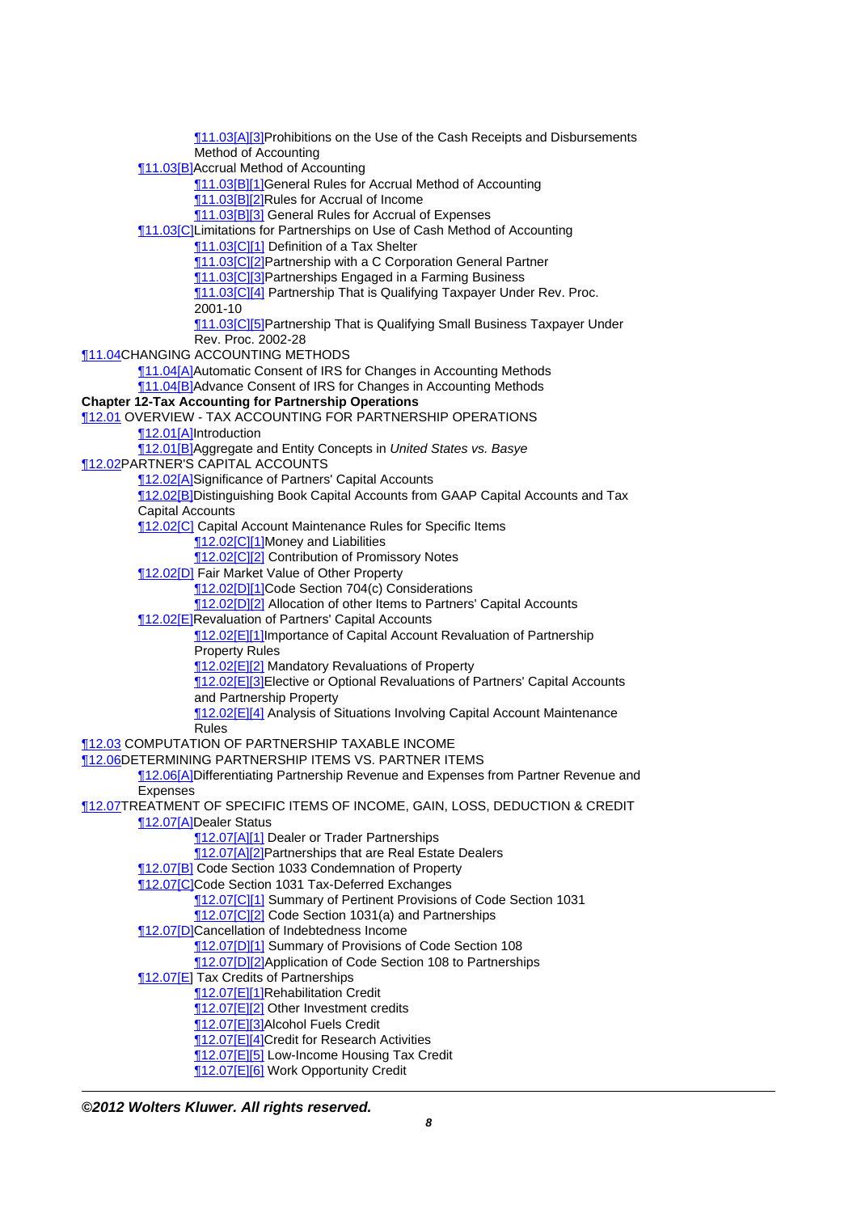- ¶11.03[A][3]Prohibitions on the Use of the Cash Receipts and Disbursements Method of Accounting
- ¶11.03[B]Accrual Method of Accounting
  - ¶11.03[B][1]General Rules for Accrual Method of Accounting
  - ¶11.03[B][2]Rules for Accrual of Income
  - ¶11.03[B][3] General Rules for Accrual of Expenses
- ¶11.03[C]Limitations for Partnerships on Use of Cash Method of Accounting
  - ¶11.03[C][1] Definition of a Tax Shelter
  - ¶11.03[C][2]Partnership with a C Corporation General Partner
  - ¶11.03[C][3]Partnerships Engaged in a Farming Business
  - ¶11.03[C][4] Partnership That is Qualifying Taxpayer Under Rev. Proc. 2001-10
  - ¶11.03[C][5]Partnership That is Qualifying Small Business Taxpayer Under Rev. Proc. 2002-28

¶11.04CHANGING ACCOUNTING METHODS

- ¶11.04[A]Automatic Consent of IRS for Changes in Accounting Methods
- ¶11.04[B]Advance Consent of IRS for Changes in Accounting Methods

**Chapter 12-Tax Accounting for Partnership Operations**

¶12.01 OVERVIEW - TAX ACCOUNTING FOR PARTNERSHIP OPERATIONS

- ¶12.01[A]Introduction
- ¶12.01[B]Aggregate and Entity Concepts in *United States vs. Basye*

¶12.02PARTNER'S CAPITAL ACCOUNTS

- ¶12.02[A]Significance of Partners' Capital Accounts
- ¶12.02[B]Distinguishing Book Capital Accounts from GAAP Capital Accounts and Tax Capital Accounts
- ¶12.02[C] Capital Account Maintenance Rules for Specific Items
  - ¶12.02[C][1]Money and Liabilities
  - ¶12.02[C][2] Contribution of Promissory Notes
- ¶12.02[D] Fair Market Value of Other Property
  - ¶12.02[D][1]Code Section 704(c) Considerations
  - ¶12.02[D][2] Allocation of other Items to Partners' Capital Accounts
- ¶12.02[E]Revaluation of Partners' Capital Accounts
  - ¶12.02[E][1]Importance of Capital Account Revaluation of Partnership Property Rules
  - ¶12.02[E][2] Mandatory Revaluations of Property
  - ¶12.02[E][3]Elective or Optional Revaluations of Partners' Capital Accounts and Partnership Property
  - ¶12.02[E][4] Analysis of Situations Involving Capital Account Maintenance Rules

¶12.03 COMPUTATION OF PARTNERSHIP TAXABLE INCOME

¶12.06DETERMINING PARTNERSHIP ITEMS VS. PARTNER ITEMS

- ¶12.06[A]Differentiating Partnership Revenue and Expenses from Partner Revenue and Expenses

¶12.07TREATMENT OF SPECIFIC ITEMS OF INCOME, GAIN, LOSS, DEDUCTION & CREDIT

- ¶12.07[A]Dealer Status
  - ¶12.07[A][1] Dealer or Trader Partnerships
  - ¶12.07[A][2]Partnerships that are Real Estate Dealers
- ¶12.07[B] Code Section 1033 Condemnation of Property
- ¶12.07[C]Code Section 1031 Tax-Deferred Exchanges
  - ¶12.07[C][1] Summary of Pertinent Provisions of Code Section 1031
  - ¶12.07[C][2] Code Section 1031(a) and Partnerships
- ¶12.07[D]Cancellation of Indebtedness Income
  - ¶12.07[D][1] Summary of Provisions of Code Section 108
  - ¶12.07[D][2]Application of Code Section 108 to Partnerships
- ¶12.07[E] Tax Credits of Partnerships
  - ¶12.07[E][1]Rehabilitation Credit
  - ¶12.07[E][2] Other Investment credits
  - ¶12.07[E][3]Alcohol Fuels Credit
  - ¶12.07[E][4]Credit for Research Activities
  - ¶12.07[E][5] Low-Income Housing Tax Credit
  - ¶12.07[E][6] Work Opportunity Credit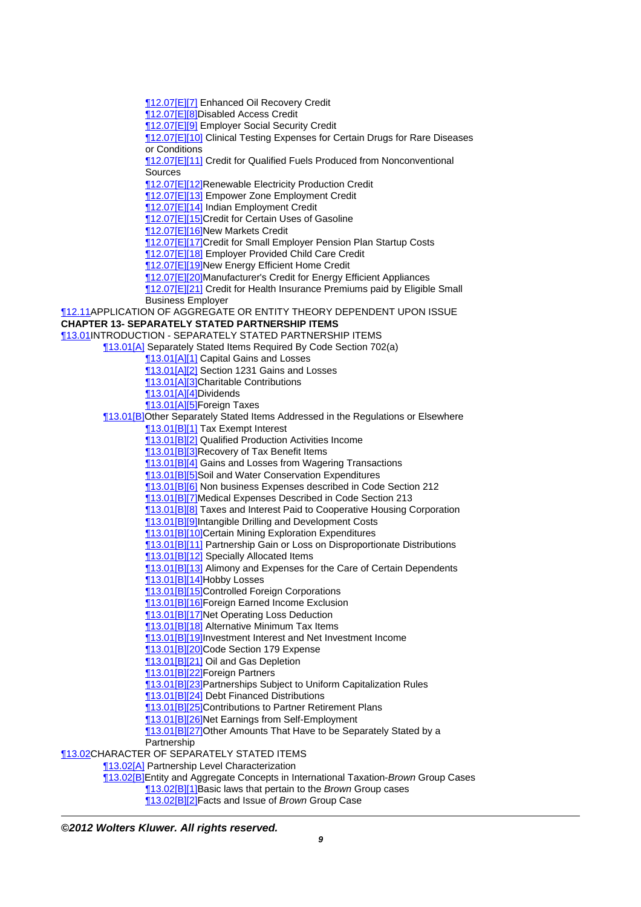¶12.07[E][7] Enhanced Oil Recovery Credit
¶12.07[E][8]Disabled Access Credit
¶12.07[E][9] Employer Social Security Credit
¶12.07[E][10] Clinical Testing Expenses for Certain Drugs for Rare Diseases or Conditions
¶12.07[E][11] Credit for Qualified Fuels Produced from Nonconventional Sources
¶12.07[E][12]Renewable Electricity Production Credit
¶12.07[E][13] Empower Zone Employment Credit
¶12.07[E][14] Indian Employment Credit
¶12.07[E][15]Credit for Certain Uses of Gasoline
¶12.07[E][16]New Markets Credit
¶12.07[E][17]Credit for Small Employer Pension Plan Startup Costs
¶12.07[E][18] Employer Provided Child Care Credit
¶12.07[E][19]New Energy Efficient Home Credit
¶12.07[E][20]Manufacturer's Credit for Energy Efficient Appliances
¶12.07[E][21] Credit for Health Insurance Premiums paid by Eligible Small Business Employer

¶12.11APPLICATION OF AGGREGATE OR ENTITY THEORY DEPENDENT UPON ISSUE

**CHAPTER 13- SEPARATELY STATED PARTNERSHIP ITEMS**

¶13.01INTRODUCTION - SEPARATELY STATED PARTNERSHIP ITEMS
¶13.01[A] Separately Stated Items Required By Code Section 702(a)
¶13.01[A][1] Capital Gains and Losses
¶13.01[A][2] Section 1231 Gains and Losses
¶13.01[A][3]Charitable Contributions
¶13.01[A][4]Dividends
¶13.01[A][5]Foreign Taxes
¶13.01[B]Other Separately Stated Items Addressed in the Regulations or Elsewhere
¶13.01[B][1] Tax Exempt Interest
¶13.01[B][2] Qualified Production Activities Income
¶13.01[B][3]Recovery of Tax Benefit Items
¶13.01[B][4] Gains and Losses from Wagering Transactions
¶13.01[B][5]Soil and Water Conservation Expenditures
¶13.01[B][6] Non business Expenses described in Code Section 212
¶13.01[B][7]Medical Expenses Described in Code Section 213
¶13.01[B][8] Taxes and Interest Paid to Cooperative Housing Corporation
¶13.01[B][9]Intangible Drilling and Development Costs
¶13.01[B][10]Certain Mining Exploration Expenditures
¶13.01[B][11] Partnership Gain or Loss on Disproportionate Distributions
¶13.01[B][12] Specially Allocated Items
¶13.01[B][13] Alimony and Expenses for the Care of Certain Dependents
¶13.01[B][14]Hobby Losses
¶13.01[B][15]Controlled Foreign Corporations
¶13.01[B][16]Foreign Earned Income Exclusion
¶13.01[B][17]Net Operating Loss Deduction
¶13.01[B][18] Alternative Minimum Tax Items
¶13.01[B][19]Investment Interest and Net Investment Income
¶13.01[B][20]Code Section 179 Expense
¶13.01[B][21] Oil and Gas Depletion
¶13.01[B][22]Foreign Partners
¶13.01[B][23]Partnerships Subject to Uniform Capitalization Rules
¶13.01[B][24] Debt Financed Distributions
¶13.01[B][25]Contributions to Partner Retirement Plans
¶13.01[B][26]Net Earnings from Self-Employment
¶13.01[B][27]Other Amounts That Have to be Separately Stated by a Partnership

¶13.02CHARACTER OF SEPARATELY STATED ITEMS
¶13.02[A] Partnership Level Characterization
¶13.02[B]Entity and Aggregate Concepts in International Taxation-*Brown* Group Cases
¶13.02[B][1]Basic laws that pertain to the *Brown* Group cases
¶13.02[B][2]Facts and Issue of *Brown* Group Case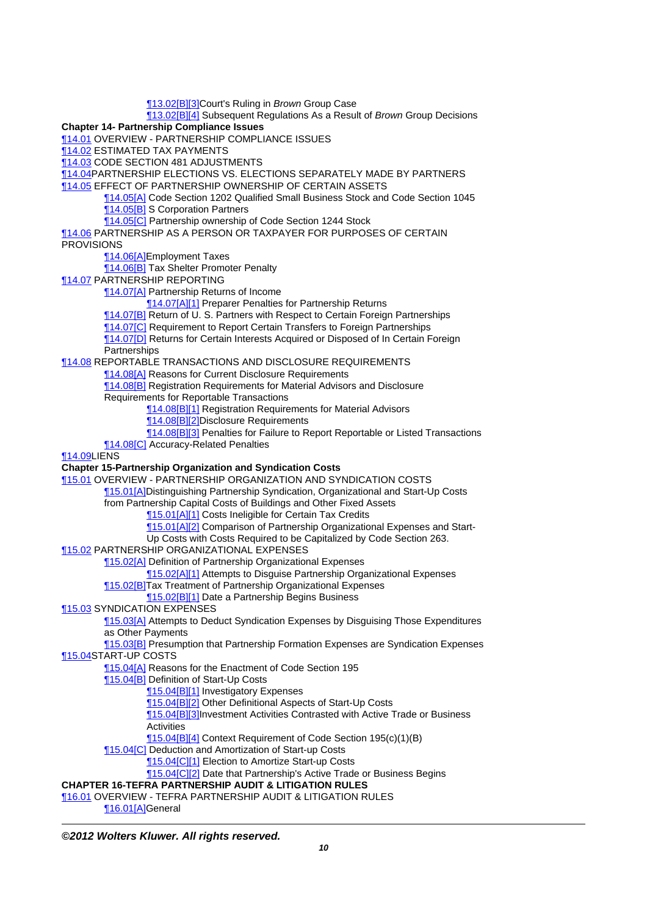¶13.02[B][3]Court's Ruling in *Brown* Group Case
¶13.02[B][4] Subsequent Regulations As a Result of *Brown* Group Decisions

**Chapter 14- Partnership Compliance Issues**

¶14.01 OVERVIEW - PARTNERSHIP COMPLIANCE ISSUES
¶14.02 ESTIMATED TAX PAYMENTS
¶14.03 CODE SECTION 481 ADJUSTMENTS
¶14.04PARTNERSHIP ELECTIONS VS. ELECTIONS SEPARATELY MADE BY PARTNERS
¶14.05 EFFECT OF PARTNERSHIP OWNERSHIP OF CERTAIN ASSETS
¶14.05[A] Code Section 1202 Qualified Small Business Stock and Code Section 1045
¶14.05[B] S Corporation Partners
¶14.05[C] Partnership ownership of Code Section 1244 Stock
¶14.06 PARTNERSHIP AS A PERSON OR TAXPAYER FOR PURPOSES OF CERTAIN PROVISIONS
¶14.06[A]Employment Taxes
¶14.06[B] Tax Shelter Promoter Penalty
¶14.07 PARTNERSHIP REPORTING
¶14.07[A] Partnership Returns of Income
¶14.07[A][1] Preparer Penalties for Partnership Returns
¶14.07[B] Return of U. S. Partners with Respect to Certain Foreign Partnerships
¶14.07[C] Requirement to Report Certain Transfers to Foreign Partnerships
¶14.07[D] Returns for Certain Interests Acquired or Disposed of In Certain Foreign Partnerships
¶14.08 REPORTABLE TRANSACTIONS AND DISCLOSURE REQUIREMENTS
¶14.08[A] Reasons for Current Disclosure Requirements
¶14.08[B] Registration Requirements for Material Advisors and Disclosure Requirements for Reportable Transactions
¶14.08[B][1] Registration Requirements for Material Advisors
¶14.08[B][2]Disclosure Requirements
¶14.08[B][3] Penalties for Failure to Report Reportable or Listed Transactions
¶14.08[C] Accuracy-Related Penalties
¶14.09LIENS

**Chapter 15-Partnership Organization and Syndication Costs**

¶15.01 OVERVIEW - PARTNERSHIP ORGANIZATION AND SYNDICATION COSTS
¶15.01[A]Distinguishing Partnership Syndication, Organizational and Start-Up Costs from Partnership Capital Costs of Buildings and Other Fixed Assets
¶15.01[A][1] Costs Ineligible for Certain Tax Credits
¶15.01[A][2] Comparison of Partnership Organizational Expenses and Start-Up Costs with Costs Required to be Capitalized by Code Section 263.
¶15.02 PARTNERSHIP ORGANIZATIONAL EXPENSES
¶15.02[A] Definition of Partnership Organizational Expenses
¶15.02[A][1] Attempts to Disguise Partnership Organizational Expenses
¶15.02[B]Tax Treatment of Partnership Organizational Expenses
¶15.02[B][1] Date a Partnership Begins Business
¶15.03 SYNDICATION EXPENSES
¶15.03[A] Attempts to Deduct Syndication Expenses by Disguising Those Expenditures as Other Payments
¶15.03[B] Presumption that Partnership Formation Expenses are Syndication Expenses
¶15.04START-UP COSTS
¶15.04[A] Reasons for the Enactment of Code Section 195
¶15.04[B] Definition of Start-Up Costs
¶15.04[B][1] Investigatory Expenses
¶15.04[B][2] Other Definitional Aspects of Start-Up Costs
¶15.04[B][3]Investment Activities Contrasted with Active Trade or Business Activities
¶15.04[B][4] Context Requirement of Code Section 195(c)(1)(B)
¶15.04[C] Deduction and Amortization of Start-up Costs
¶15.04[C][1] Election to Amortize Start-up Costs
¶15.04[C][2] Date that Partnership's Active Trade or Business Begins

**CHAPTER 16-TEFRA PARTNERSHIP AUDIT & LITIGATION RULES**

¶16.01 OVERVIEW - TEFRA PARTNERSHIP AUDIT & LITIGATION RULES
¶16.01[A]General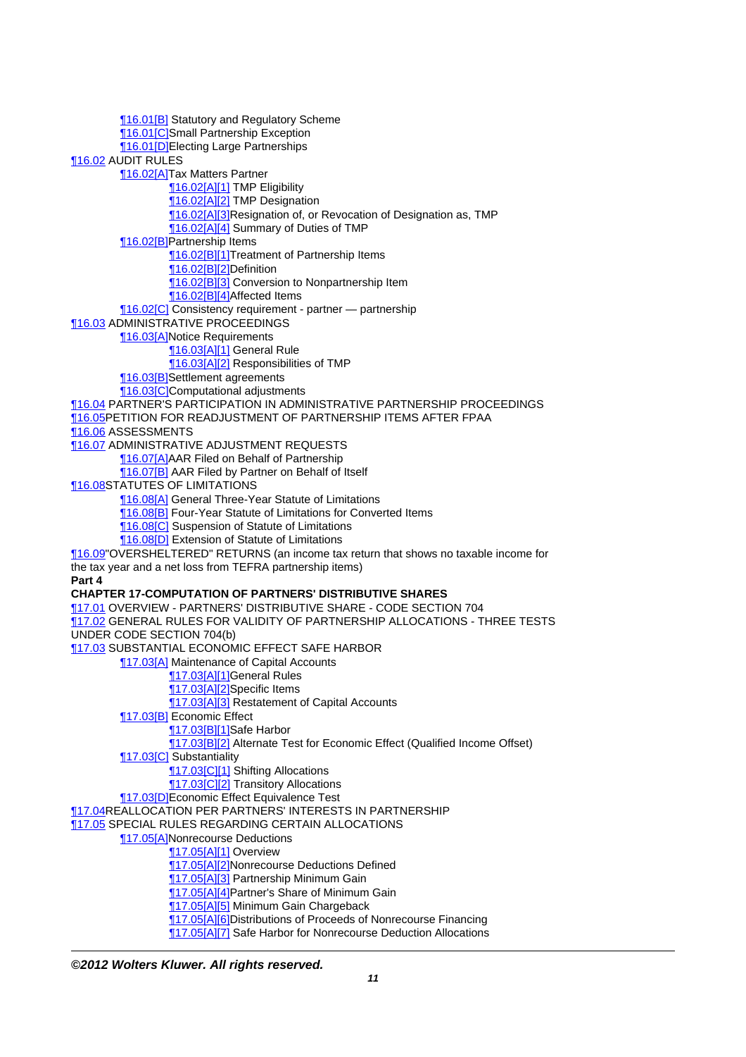- ¶16.01[B] Statutory and Regulatory Scheme
- ¶16.01[C]Small Partnership Exception
- ¶16.01[D]Electing Large Partnerships

¶16.02 AUDIT RULES

- ¶16.02[A]Tax Matters Partner
  - ¶16.02[A][1] TMP Eligibility
  - ¶16.02[A][2] TMP Designation
  - ¶16.02[A][3]Resignation of, or Revocation of Designation as, TMP
  - ¶16.02[A][4] Summary of Duties of TMP
- ¶16.02[B]Partnership Items
  - ¶16.02[B][1]Treatment of Partnership Items
  - ¶16.02[B][2]Definition
  - ¶16.02[B][3] Conversion to Nonpartnership Item
  - ¶16.02[B][4]Affected Items
- ¶16.02[C] Consistency requirement - partner — partnership

¶16.03 ADMINISTRATIVE PROCEEDINGS

- ¶16.03[A]Notice Requirements
  - ¶16.03[A][1] General Rule
  - ¶16.03[A][2] Responsibilities of TMP
- ¶16.03[B]Settlement agreements
- ¶16.03[C]Computational adjustments

¶16.04 PARTNER'S PARTICIPATION IN ADMINISTRATIVE PARTNERSHIP PROCEEDINGS

¶16.05PETITION FOR READJUSTMENT OF PARTNERSHIP ITEMS AFTER FPAA

¶16.06 ASSESSMENTS

¶16.07 ADMINISTRATIVE ADJUSTMENT REQUESTS

- ¶16.07[A]AAR Filed on Behalf of Partnership
- ¶16.07[B] AAR Filed by Partner on Behalf of Itself

¶16.08STATUTES OF LIMITATIONS

- ¶16.08[A] General Three-Year Statute of Limitations
- ¶16.08[B] Four-Year Statute of Limitations for Converted Items
- ¶16.08[C] Suspension of Statute of Limitations
- ¶16.08[D] Extension of Statute of Limitations

¶16.09"OVERSHELTERED" RETURNS (an income tax return that shows no taxable income for the tax year and a net loss from TEFRA partnership items)

**Part 4**

**CHAPTER 17-COMPUTATION OF PARTNERS' DISTRIBUTIVE SHARES**

¶17.01 OVERVIEW - PARTNERS' DISTRIBUTIVE SHARE - CODE SECTION 704

¶17.02 GENERAL RULES FOR VALIDITY OF PARTNERSHIP ALLOCATIONS - THREE TESTS UNDER CODE SECTION 704(b)

¶17.03 SUBSTANTIAL ECONOMIC EFFECT SAFE HARBOR

- ¶17.03[A] Maintenance of Capital Accounts
  - ¶17.03[A][1]General Rules
  - ¶17.03[A][2]Specific Items
  - ¶17.03[A][3] Restatement of Capital Accounts
- ¶17.03[B] Economic Effect
  - ¶17.03[B][1]Safe Harbor
  - ¶17.03[B][2] Alternate Test for Economic Effect (Qualified Income Offset)
- ¶17.03[C] Substantiality
  - ¶17.03[C][1] Shifting Allocations
  - ¶17.03[C][2] Transitory Allocations
- ¶17.03[D]Economic Effect Equivalence Test

¶17.04REALLOCATION PER PARTNERS' INTERESTS IN PARTNERSHIP

¶17.05 SPECIAL RULES REGARDING CERTAIN ALLOCATIONS

- ¶17.05[A]Nonrecourse Deductions
  - ¶17.05[A][1] Overview
  - ¶17.05[A][2]Nonrecourse Deductions Defined
  - ¶17.05[A][3] Partnership Minimum Gain
  - ¶17.05[A][4]Partner's Share of Minimum Gain
  - ¶17.05[A][5] Minimum Gain Chargeback
  - ¶17.05[A][6]Distributions of Proceeds of Nonrecourse Financing
  - ¶17.05[A][7] Safe Harbor for Nonrecourse Deduction Allocations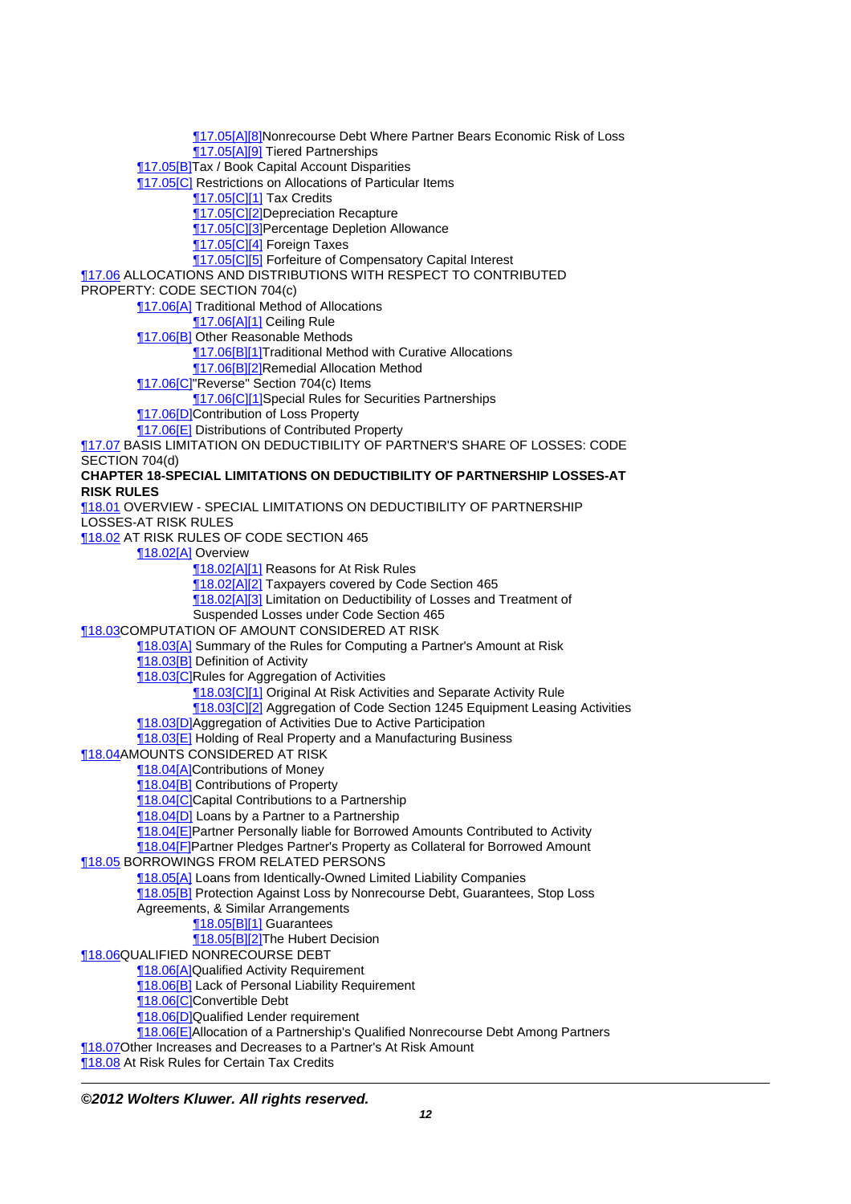- ¶17.05[A][8]Nonrecourse Debt Where Partner Bears Economic Risk of Loss
- ¶17.05[A][9] Tiered Partnerships

¶17.05[B]Tax / Book Capital Account Disparities

¶17.05[C] Restrictions on Allocations of Particular Items

- ¶17.05[C][1] Tax Credits
- ¶17.05[C][2]Depreciation Recapture
- ¶17.05[C][3]Percentage Depletion Allowance
- ¶17.05[C][4] Foreign Taxes
- ¶17.05[C][5] Forfeiture of Compensatory Capital Interest

¶17.06 ALLOCATIONS AND DISTRIBUTIONS WITH RESPECT TO CONTRIBUTED PROPERTY: CODE SECTION 704(c)

¶17.06[A] Traditional Method of Allocations

- ¶17.06[A][1] Ceiling Rule

¶17.06[B] Other Reasonable Methods

- ¶17.06[B][1]Traditional Method with Curative Allocations
- ¶17.06[B][2]Remedial Allocation Method

¶17.06[C]"Reverse" Section 704(c) Items

- ¶17.06[C][1]Special Rules for Securities Partnerships

¶17.06[D]Contribution of Loss Property

¶17.06[E] Distributions of Contributed Property

¶17.07 BASIS LIMITATION ON DEDUCTIBILITY OF PARTNER'S SHARE OF LOSSES: CODE SECTION 704(d)

**CHAPTER 18-SPECIAL LIMITATIONS ON DEDUCTIBILITY OF PARTNERSHIP LOSSES-AT RISK RULES**

¶18.01 OVERVIEW - SPECIAL LIMITATIONS ON DEDUCTIBILITY OF PARTNERSHIP LOSSES-AT RISK RULES

¶18.02 AT RISK RULES OF CODE SECTION 465

¶18.02[A] Overview

- ¶18.02[A][1] Reasons for At Risk Rules
- ¶18.02[A][2] Taxpayers covered by Code Section 465
- ¶18.02[A][3] Limitation on Deductibility of Losses and Treatment of Suspended Losses under Code Section 465

¶18.03COMPUTATION OF AMOUNT CONSIDERED AT RISK

¶18.03[A] Summary of the Rules for Computing a Partner's Amount at Risk

¶18.03[B] Definition of Activity

¶18.03[C]Rules for Aggregation of Activities

- ¶18.03[C][1] Original At Risk Activities and Separate Activity Rule
- ¶18.03[C][2] Aggregation of Code Section 1245 Equipment Leasing Activities

¶18.03[D]Aggregation of Activities Due to Active Participation

¶18.03[E] Holding of Real Property and a Manufacturing Business

¶18.04AMOUNTS CONSIDERED AT RISK

¶18.04[A]Contributions of Money

¶18.04[B] Contributions of Property

¶18.04[C]Capital Contributions to a Partnership

¶18.04[D] Loans by a Partner to a Partnership

¶18.04[E]Partner Personally liable for Borrowed Amounts Contributed to Activity

¶18.04[F]Partner Pledges Partner's Property as Collateral for Borrowed Amount

¶18.05 BORROWINGS FROM RELATED PERSONS

¶18.05[A] Loans from Identically-Owned Limited Liability Companies

¶18.05[B] Protection Against Loss by Nonrecourse Debt, Guarantees, Stop Loss Agreements, & Similar Arrangements

- ¶18.05[B][1] Guarantees
- ¶18.05[B][2]The Hubert Decision

¶18.06QUALIFIED NONRECOURSE DEBT

¶18.06[A]Qualified Activity Requirement

¶18.06[B] Lack of Personal Liability Requirement

¶18.06[C]Convertible Debt

¶18.06[D]Qualified Lender requirement

¶18.06[E]Allocation of a Partnership's Qualified Nonrecourse Debt Among Partners

¶18.07Other Increases and Decreases to a Partner's At Risk Amount

¶18.08 At Risk Rules for Certain Tax Credits

***©2012 Wolters Kluwer. All rights reserved.***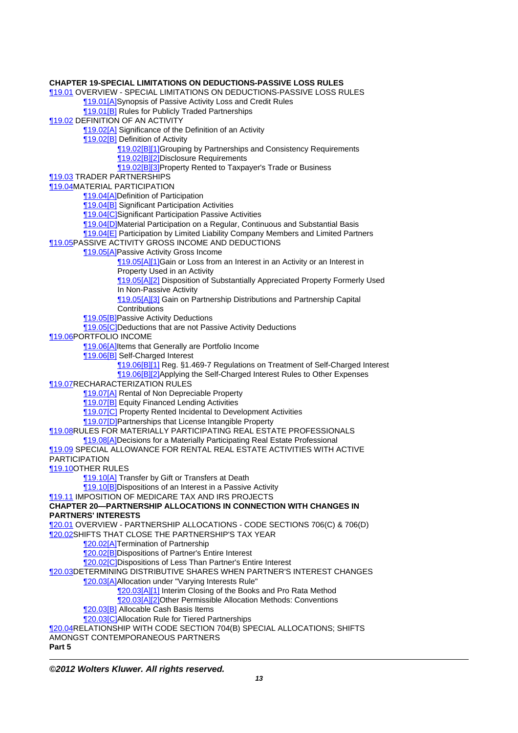**CHAPTER 19-SPECIAL LIMITATIONS ON DEDUCTIONS-PASSIVE LOSS RULES**

¶19.01 OVERVIEW - SPECIAL LIMITATIONS ON DEDUCTIONS-PASSIVE LOSS RULES
- ¶19.01[A]Synopsis of Passive Activity Loss and Credit Rules
- ¶19.01[B] Rules for Publicly Traded Partnerships

¶19.02 DEFINITION OF AN ACTIVITY
- ¶19.02[A] Significance of the Definition of an Activity
- ¶19.02[B] Definition of Activity
  - ¶19.02[B][1]Grouping by Partnerships and Consistency Requirements
  - ¶19.02[B][2]Disclosure Requirements
  - ¶19.02[B][3]Property Rented to Taxpayer's Trade or Business

¶19.03 TRADER PARTNERSHIPS

¶19.04MATERIAL PARTICIPATION
- ¶19.04[A]Definition of Participation
- ¶19.04[B] Significant Participation Activities
- ¶19.04[C]Significant Participation Passive Activities
- ¶19.04[D]Material Participation on a Regular, Continuous and Substantial Basis
- ¶19.04[E] Participation by Limited Liability Company Members and Limited Partners

¶19.05PASSIVE ACTIVITY GROSS INCOME AND DEDUCTIONS
- ¶19.05[A]Passive Activity Gross Income
  - ¶19.05[A][1]Gain or Loss from an Interest in an Activity or an Interest in Property Used in an Activity
  - ¶19.05[A][2] Disposition of Substantially Appreciated Property Formerly Used In Non-Passive Activity
  - ¶19.05[A][3] Gain on Partnership Distributions and Partnership Capital Contributions
- ¶19.05[B]Passive Activity Deductions
- ¶19.05[C]Deductions that are not Passive Activity Deductions

¶19.06PORTFOLIO INCOME
- ¶19.06[A]Items that Generally are Portfolio Income
- ¶19.06[B] Self-Charged Interest
  - ¶19.06[B][1] Reg. §1.469-7 Regulations on Treatment of Self-Charged Interest
  - ¶19.06[B][2]Applying the Self-Charged Interest Rules to Other Expenses

¶19.07RECHARACTERIZATION RULES
- ¶19.07[A] Rental of Non Depreciable Property
- ¶19.07[B] Equity Financed Lending Activities
- ¶19.07[C] Property Rented Incidental to Development Activities
- ¶19.07[D]Partnerships that License Intangible Property

¶19.08RULES FOR MATERIALLY PARTICIPATING REAL ESTATE PROFESSIONALS
- ¶19.08[A]Decisions for a Materially Participating Real Estate Professional

¶19.09 SPECIAL ALLOWANCE FOR RENTAL REAL ESTATE ACTIVITIES WITH ACTIVE PARTICIPATION

¶19.10OTHER RULES
- ¶19.10[A] Transfer by Gift or Transfers at Death
- ¶19.10[B]Dispositions of an Interest in a Passive Activity

¶19.11 IMPOSITION OF MEDICARE TAX AND IRS PROJECTS

**CHAPTER 20—PARTNERSHIP ALLOCATIONS IN CONNECTION WITH CHANGES IN PARTNERS' INTERESTS**

¶20.01 OVERVIEW - PARTNERSHIP ALLOCATIONS - CODE SECTIONS 706(C) & 706(D)

¶20.02SHIFTS THAT CLOSE THE PARTNERSHIP'S TAX YEAR
- ¶20.02[A]Termination of Partnership
- ¶20.02[B]Dispositions of Partner's Entire Interest
- ¶20.02[C]Dispositions of Less Than Partner's Entire Interest

¶20.03DETERMINING DISTRIBUTIVE SHARES WHEN PARTNER'S INTEREST CHANGES
- ¶20.03[A]Allocation under "Varying Interests Rule"
  - ¶20.03[A][1] Interim Closing of the Books and Pro Rata Method
  - ¶20.03[A][2]Other Permissible Allocation Methods: Conventions
- ¶20.03[B] Allocable Cash Basis Items
- ¶20.03[C]Allocation Rule for Tiered Partnerships

¶20.04RELATIONSHIP WITH CODE SECTION 704(B) SPECIAL ALLOCATIONS; SHIFTS AMONGST CONTEMPORANEOUS PARTNERS

**Part 5**

***©2012 Wolters Kluwer. All rights reserved.***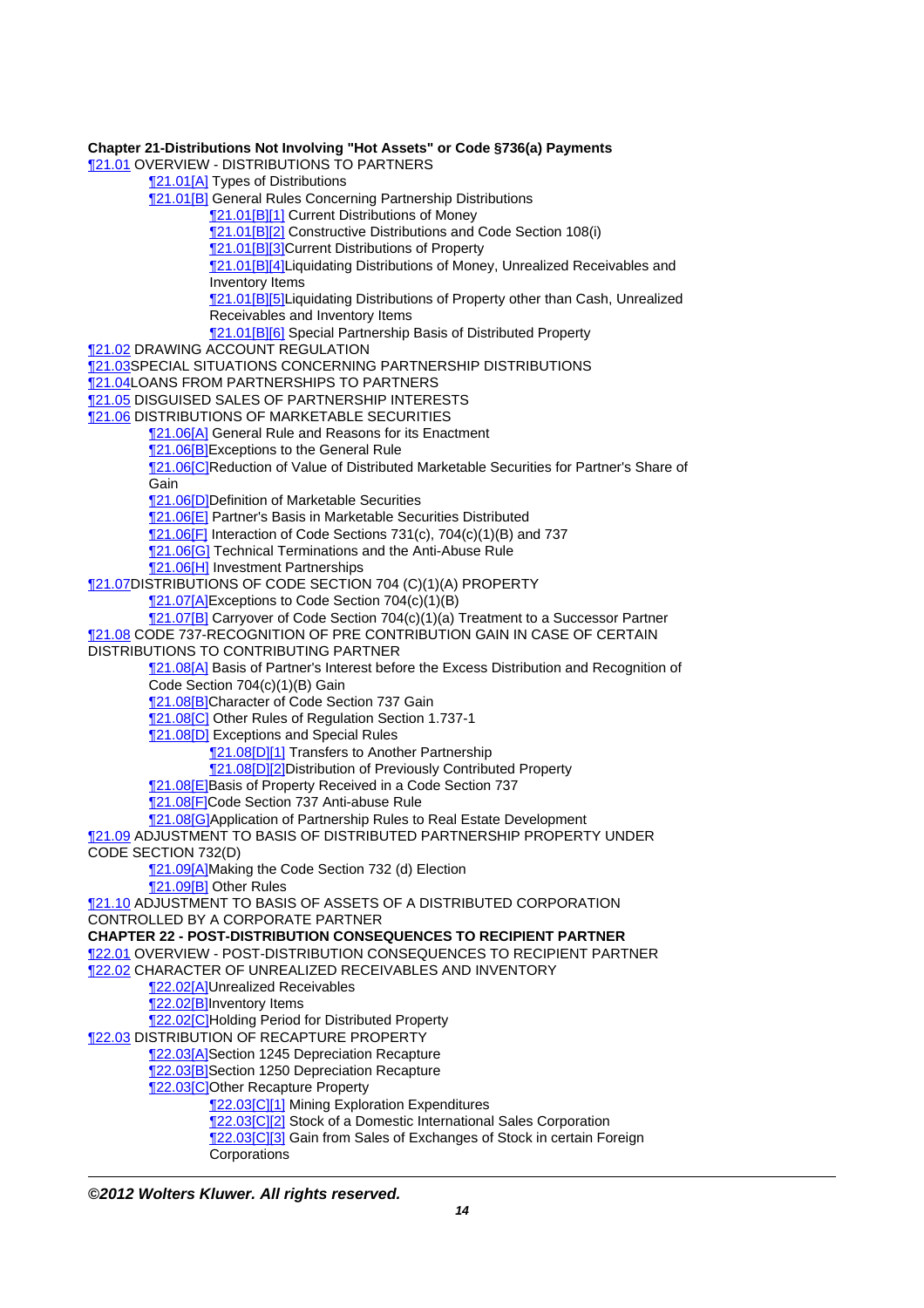**Chapter 21-Distributions Not Involving "Hot Assets" or Code §736(a) Payments**

¶21.01 OVERVIEW - DISTRIBUTIONS TO PARTNERS

- ¶21.01[A] Types of Distributions
- ¶21.01[B] General Rules Concerning Partnership Distributions
  - ¶21.01[B][1] Current Distributions of Money
  - ¶21.01[B][2] Constructive Distributions and Code Section 108(i)
  - ¶21.01[B][3]Current Distributions of Property
  - ¶21.01[B][4]Liquidating Distributions of Money, Unrealized Receivables and Inventory Items
  - ¶21.01[B][5]Liquidating Distributions of Property other than Cash, Unrealized Receivables and Inventory Items
  - ¶21.01[B][6] Special Partnership Basis of Distributed Property

¶21.02 DRAWING ACCOUNT REGULATION

¶21.03SPECIAL SITUATIONS CONCERNING PARTNERSHIP DISTRIBUTIONS

¶21.04LOANS FROM PARTNERSHIPS TO PARTNERS

¶21.05 DISGUISED SALES OF PARTNERSHIP INTERESTS

¶21.06 DISTRIBUTIONS OF MARKETABLE SECURITIES

- ¶21.06[A] General Rule and Reasons for its Enactment
- ¶21.06[B]Exceptions to the General Rule
- ¶21.06[C]Reduction of Value of Distributed Marketable Securities for Partner's Share of Gain
- ¶21.06[D]Definition of Marketable Securities
- ¶21.06[E] Partner's Basis in Marketable Securities Distributed
- ¶21.06[F] Interaction of Code Sections 731(c), 704(c)(1)(B) and 737
- ¶21.06[G] Technical Terminations and the Anti-Abuse Rule
- ¶21.06[H] Investment Partnerships

¶21.07DISTRIBUTIONS OF CODE SECTION 704 (C)(1)(A) PROPERTY

- ¶21.07[A]Exceptions to Code Section 704(c)(1)(B)
- ¶21.07[B] Carryover of Code Section 704(c)(1)(a) Treatment to a Successor Partner

¶21.08 CODE 737-RECOGNITION OF PRE CONTRIBUTION GAIN IN CASE OF CERTAIN DISTRIBUTIONS TO CONTRIBUTING PARTNER

- ¶21.08[A] Basis of Partner's Interest before the Excess Distribution and Recognition of Code Section 704(c)(1)(B) Gain
- ¶21.08[B]Character of Code Section 737 Gain
- ¶21.08[C] Other Rules of Regulation Section 1.737-1
- ¶21.08[D] Exceptions and Special Rules
  - ¶21.08[D][1] Transfers to Another Partnership
  - ¶21.08[D][2]Distribution of Previously Contributed Property
- ¶21.08[E]Basis of Property Received in a Code Section 737
- ¶21.08[F]Code Section 737 Anti-abuse Rule
- ¶21.08[G]Application of Partnership Rules to Real Estate Development

¶21.09 ADJUSTMENT TO BASIS OF DISTRIBUTED PARTNERSHIP PROPERTY UNDER CODE SECTION 732(D)

- ¶21.09[A]Making the Code Section 732 (d) Election
- ¶21.09[B] Other Rules

¶21.10 ADJUSTMENT TO BASIS OF ASSETS OF A DISTRIBUTED CORPORATION CONTROLLED BY A CORPORATE PARTNER

**CHAPTER 22 - POST-DISTRIBUTION CONSEQUENCES TO RECIPIENT PARTNER**

¶22.01 OVERVIEW - POST-DISTRIBUTION CONSEQUENCES TO RECIPIENT PARTNER

¶22.02 CHARACTER OF UNREALIZED RECEIVABLES AND INVENTORY

- ¶22.02[A]Unrealized Receivables
- ¶22.02[B]Inventory Items
- ¶22.02[C]Holding Period for Distributed Property

¶22.03 DISTRIBUTION OF RECAPTURE PROPERTY

- ¶22.03[A]Section 1245 Depreciation Recapture
- ¶22.03[B]Section 1250 Depreciation Recapture
- ¶22.03[C]Other Recapture Property
  - ¶22.03[C][1] Mining Exploration Expenditures
  - ¶22.03[C][2] Stock of a Domestic International Sales Corporation
  - ¶22.03[C][3] Gain from Sales of Exchanges of Stock in certain Foreign Corporations

***©2012 Wolters Kluwer. All rights reserved.***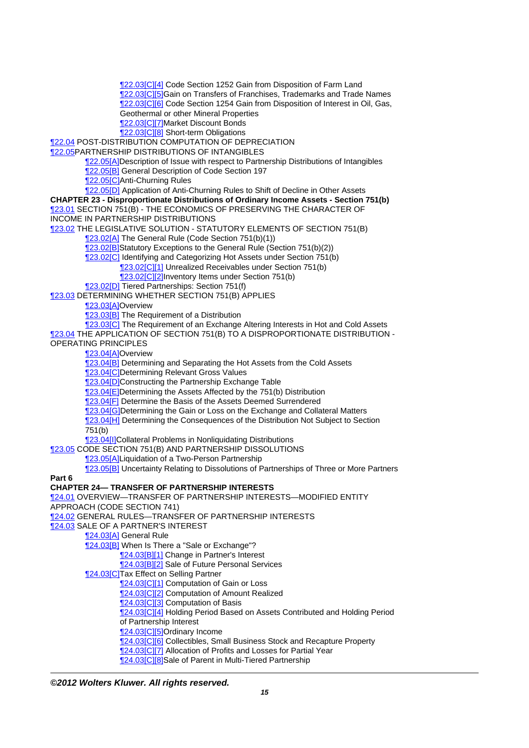¶22.03[C][4] Code Section 1252 Gain from Disposition of Farm Land
¶22.03[C][5]Gain on Transfers of Franchises, Trademarks and Trade Names
¶22.03[C][6] Code Section 1254 Gain from Disposition of Interest in Oil, Gas, Geothermal or other Mineral Properties
¶22.03[C][7]Market Discount Bonds
¶22.03[C][8] Short-term Obligations

¶22.04 POST-DISTRIBUTION COMPUTATION OF DEPRECIATION

¶22.05PARTNERSHIP DISTRIBUTIONS OF INTANGIBLES

- ¶22.05[A]Description of Issue with respect to Partnership Distributions of Intangibles
- ¶22.05[B] General Description of Code Section 197
- ¶22.05[C]Anti-Churning Rules
- ¶22.05[D] Application of Anti-Churning Rules to Shift of Decline in Other Assets

**CHAPTER 23 - Disproportionate Distributions of Ordinary Income Assets - Section 751(b)**

¶23.01 SECTION 751(B) - THE ECONOMICS OF PRESERVING THE CHARACTER OF INCOME IN PARTNERSHIP DISTRIBUTIONS

¶23.02 THE LEGISLATIVE SOLUTION - STATUTORY ELEMENTS OF SECTION 751(B)

- ¶23.02[A] The General Rule (Code Section 751(b)(1))
- ¶23.02[B]Statutory Exceptions to the General Rule (Section 751(b)(2))
- ¶23.02[C] Identifying and Categorizing Hot Assets under Section 751(b)
  - ¶23.02[C][1] Unrealized Receivables under Section 751(b)
  - ¶23.02[C][2]Inventory Items under Section 751(b)
- ¶23.02[D] Tiered Partnerships: Section 751(f)

¶23.03 DETERMINING WHETHER SECTION 751(B) APPLIES

- ¶23.03[A]Overview
- ¶23.03[B] The Requirement of a Distribution
- ¶23.03[C] The Requirement of an Exchange Altering Interests in Hot and Cold Assets

¶23.04 THE APPLICATION OF SECTION 751(B) TO A DISPROPORTIONATE DISTRIBUTION - OPERATING PRINCIPLES

- ¶23.04[A]Overview
- ¶23.04[B] Determining and Separating the Hot Assets from the Cold Assets
- ¶23.04[C]Determining Relevant Gross Values
- ¶23.04[D]Constructing the Partnership Exchange Table
- ¶23.04[E]Determining the Assets Affected by the 751(b) Distribution
- ¶23.04[F] Determine the Basis of the Assets Deemed Surrendered
- ¶23.04[G]Determining the Gain or Loss on the Exchange and Collateral Matters
- ¶23.04[H] Determining the Consequences of the Distribution Not Subject to Section 751(b)
- ¶23.04[I]Collateral Problems in Nonliquidating Distributions

¶23.05 CODE SECTION 751(B) AND PARTNERSHIP DISSOLUTIONS

- ¶23.05[A]Liquidation of a Two-Person Partnership
- ¶23.05[B] Uncertainty Relating to Dissolutions of Partnerships of Three or More Partners

**Part 6**

**CHAPTER 24— TRANSFER OF PARTNERSHIP INTERESTS**

¶24.01 OVERVIEW—TRANSFER OF PARTNERSHIP INTERESTS—MODIFIED ENTITY APPROACH (CODE SECTION 741)

¶24.02 GENERAL RULES—TRANSFER OF PARTNERSHIP INTERESTS

¶24.03 SALE OF A PARTNER'S INTEREST

- ¶24.03[A] General Rule
- ¶24.03[B] When Is There a "Sale or Exchange"?
  - ¶24.03[B][1] Change in Partner's Interest
  - ¶24.03[B][2] Sale of Future Personal Services
- ¶24.03[C]Tax Effect on Selling Partner
  - ¶24.03[C][1] Computation of Gain or Loss
  - ¶24.03[C][2] Computation of Amount Realized
  - ¶24.03[C][3] Computation of Basis
  - ¶24.03[C][4] Holding Period Based on Assets Contributed and Holding Period of Partnership Interest
  - ¶24.03[C][5]Ordinary Income
  - ¶24.03[C][6] Collectibles, Small Business Stock and Recapture Property
  - ¶24.03[C][7] Allocation of Profits and Losses for Partial Year
  - ¶24.03[C][8]Sale of Parent in Multi-Tiered Partnership

***©2012 Wolters Kluwer. All rights reserved.***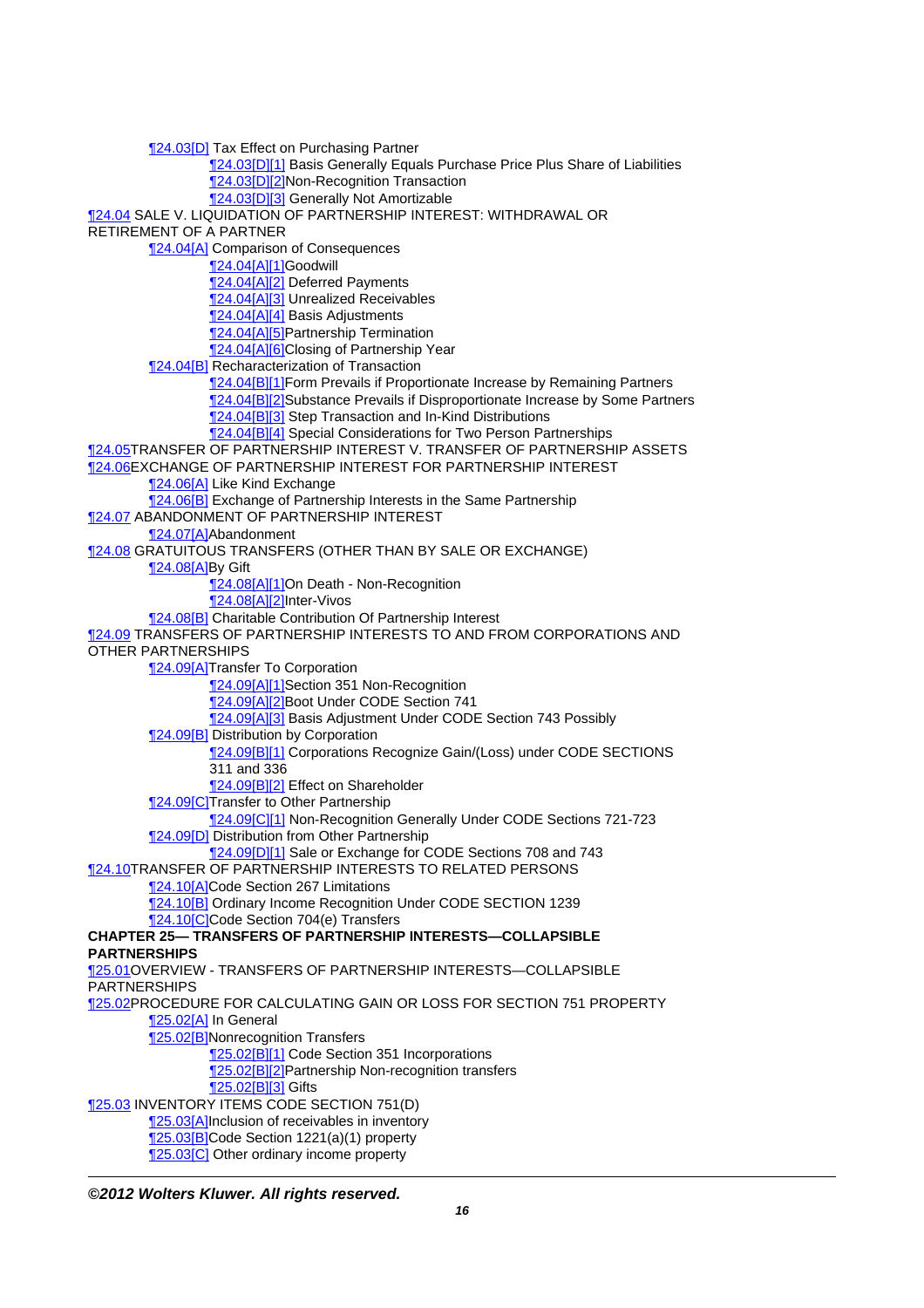- ¶24.03[D] Tax Effect on Purchasing Partner
    - ¶24.03[D][1] Basis Generally Equals Purchase Price Plus Share of Liabilities
    - ¶24.03[D][2]Non-Recognition Transaction
    - ¶24.03[D][3] Generally Not Amortizable

¶24.04 SALE V. LIQUIDATION OF PARTNERSHIP INTEREST: WITHDRAWAL OR RETIREMENT OF A PARTNER

- ¶24.04[A] Comparison of Consequences
    - ¶24.04[A][1]Goodwill
    - ¶24.04[A][2] Deferred Payments
    - ¶24.04[A][3] Unrealized Receivables
    - ¶24.04[A][4] Basis Adjustments
    - ¶24.04[A][5]Partnership Termination
    - ¶24.04[A][6]Closing of Partnership Year
- ¶24.04[B] Recharacterization of Transaction
    - ¶24.04[B][1]Form Prevails if Proportionate Increase by Remaining Partners
    - ¶24.04[B][2]Substance Prevails if Disproportionate Increase by Some Partners
    - ¶24.04[B][3] Step Transaction and In-Kind Distributions
    - ¶24.04[B][4] Special Considerations for Two Person Partnerships

¶24.05TRANSFER OF PARTNERSHIP INTEREST V. TRANSFER OF PARTNERSHIP ASSETS

¶24.06EXCHANGE OF PARTNERSHIP INTEREST FOR PARTNERSHIP INTEREST

- ¶24.06[A] Like Kind Exchange
- ¶24.06[B] Exchange of Partnership Interests in the Same Partnership

¶24.07 ABANDONMENT OF PARTNERSHIP INTEREST

- ¶24.07[A]Abandonment

¶24.08 GRATUITOUS TRANSFERS (OTHER THAN BY SALE OR EXCHANGE)

- ¶24.08[A]By Gift
    - ¶24.08[A][1]On Death - Non-Recognition
    - ¶24.08[A][2]Inter-Vivos
- ¶24.08[B] Charitable Contribution Of Partnership Interest

¶24.09 TRANSFERS OF PARTNERSHIP INTERESTS TO AND FROM CORPORATIONS AND OTHER PARTNERSHIPS

- ¶24.09[A]Transfer To Corporation
    - ¶24.09[A][1]Section 351 Non-Recognition
    - ¶24.09[A][2]Boot Under CODE Section 741
    - ¶24.09[A][3] Basis Adjustment Under CODE Section 743 Possibly
- ¶24.09[B] Distribution by Corporation
    - ¶24.09[B][1] Corporations Recognize Gain/(Loss) under CODE SECTIONS 311 and 336
    - ¶24.09[B][2] Effect on Shareholder
- ¶24.09[C]Transfer to Other Partnership
    - ¶24.09[C][1] Non-Recognition Generally Under CODE Sections 721-723
- ¶24.09[D] Distribution from Other Partnership
    - ¶24.09[D][1] Sale or Exchange for CODE Sections 708 and 743

¶24.10TRANSFER OF PARTNERSHIP INTERESTS TO RELATED PERSONS

- ¶24.10[A]Code Section 267 Limitations
- ¶24.10[B] Ordinary Income Recognition Under CODE SECTION 1239
- ¶24.10[C]Code Section 704(e) Transfers

**CHAPTER 25— TRANSFERS OF PARTNERSHIP INTERESTS—COLLAPSIBLE PARTNERSHIPS**

¶25.01OVERVIEW - TRANSFERS OF PARTNERSHIP INTERESTS—COLLAPSIBLE PARTNERSHIPS

¶25.02PROCEDURE FOR CALCULATING GAIN OR LOSS FOR SECTION 751 PROPERTY

- ¶25.02[A] In General
- ¶25.02[B]Nonrecognition Transfers
    - ¶25.02[B][1] Code Section 351 Incorporations
    - ¶25.02[B][2]Partnership Non-recognition transfers
    - ¶25.02[B][3] Gifts

¶25.03 INVENTORY ITEMS CODE SECTION 751(D)

- ¶25.03[A]Inclusion of receivables in inventory
- ¶25.03[B]Code Section 1221(a)(1) property
- ¶25.03[C] Other ordinary income property

***©2012 Wolters Kluwer. All rights reserved.***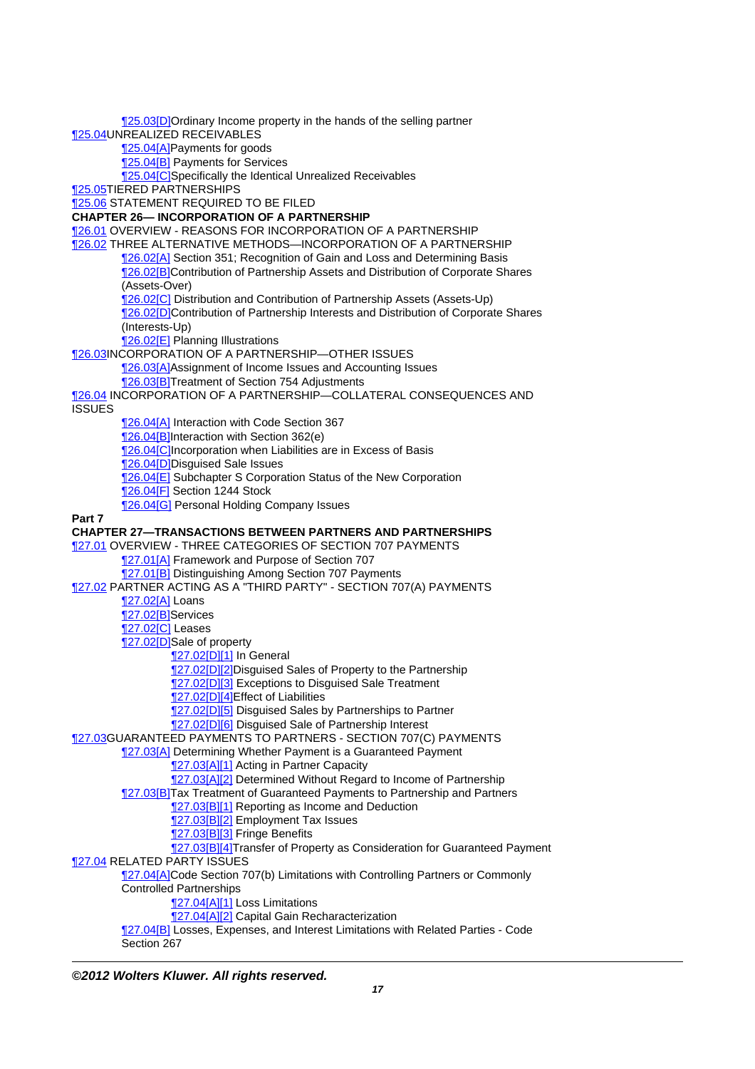¶25.03[D]Ordinary Income property in the hands of the selling partner

¶25.04UNREALIZED RECEIVABLES

- ¶25.04[A]Payments for goods
- ¶25.04[B] Payments for Services
- ¶25.04[C]Specifically the Identical Unrealized Receivables

¶25.05TIERED PARTNERSHIPS

¶25.06 STATEMENT REQUIRED TO BE FILED

**CHAPTER 26— INCORPORATION OF A PARTNERSHIP**

¶26.01 OVERVIEW - REASONS FOR INCORPORATION OF A PARTNERSHIP

¶26.02 THREE ALTERNATIVE METHODS—INCORPORATION OF A PARTNERSHIP

- ¶26.02[A] Section 351; Recognition of Gain and Loss and Determining Basis
- ¶26.02[B]Contribution of Partnership Assets and Distribution of Corporate Shares (Assets-Over)
- ¶26.02[C] Distribution and Contribution of Partnership Assets (Assets-Up)
- ¶26.02[D]Contribution of Partnership Interests and Distribution of Corporate Shares (Interests-Up)
- ¶26.02[E] Planning Illustrations

¶26.03INCORPORATION OF A PARTNERSHIP—OTHER ISSUES

- ¶26.03[A]Assignment of Income Issues and Accounting Issues
- ¶26.03[B]Treatment of Section 754 Adjustments

¶26.04 INCORPORATION OF A PARTNERSHIP—COLLATERAL CONSEQUENCES AND ISSUES

- ¶26.04[A] Interaction with Code Section 367
- ¶26.04[B]Interaction with Section 362(e)
- ¶26.04[C]Incorporation when Liabilities are in Excess of Basis
- ¶26.04[D]Disguised Sale Issues
- ¶26.04[E] Subchapter S Corporation Status of the New Corporation
- ¶26.04[F] Section 1244 Stock
- ¶26.04[G] Personal Holding Company Issues

**Part 7**

**CHAPTER 27—TRANSACTIONS BETWEEN PARTNERS AND PARTNERSHIPS**

¶27.01 OVERVIEW - THREE CATEGORIES OF SECTION 707 PAYMENTS

- ¶27.01[A] Framework and Purpose of Section 707
- ¶27.01[B] Distinguishing Among Section 707 Payments

¶27.02 PARTNER ACTING AS A "THIRD PARTY" - SECTION 707(A) PAYMENTS

- ¶27.02[A] Loans
- ¶27.02[B]Services
- ¶27.02[C] Leases
- ¶27.02[D]Sale of property
  - ¶27.02[D][1] In General
  - ¶27.02[D][2]Disguised Sales of Property to the Partnership
  - ¶27.02[D][3] Exceptions to Disguised Sale Treatment
  - ¶27.02[D][4]Effect of Liabilities
  - ¶27.02[D][5] Disguised Sales by Partnerships to Partner
  - ¶27.02[D][6] Disguised Sale of Partnership Interest

¶27.03GUARANTEED PAYMENTS TO PARTNERS - SECTION 707(C) PAYMENTS

- ¶27.03[A] Determining Whether Payment is a Guaranteed Payment
  - ¶27.03[A][1] Acting in Partner Capacity
  - ¶27.03[A][2] Determined Without Regard to Income of Partnership
- ¶27.03[B]Tax Treatment of Guaranteed Payments to Partnership and Partners
  - ¶27.03[B][1] Reporting as Income and Deduction
  - ¶27.03[B][2] Employment Tax Issues
  - ¶27.03[B][3] Fringe Benefits
  - ¶27.03[B][4]Transfer of Property as Consideration for Guaranteed Payment

¶27.04 RELATED PARTY ISSUES

- ¶27.04[A]Code Section 707(b) Limitations with Controlling Partners or Commonly Controlled Partnerships
  - ¶27.04[A][1] Loss Limitations
  - ¶27.04[A][2] Capital Gain Recharacterization
- ¶27.04[B] Losses, Expenses, and Interest Limitations with Related Parties - Code Section 267

***©2012 Wolters Kluwer. All rights reserved.***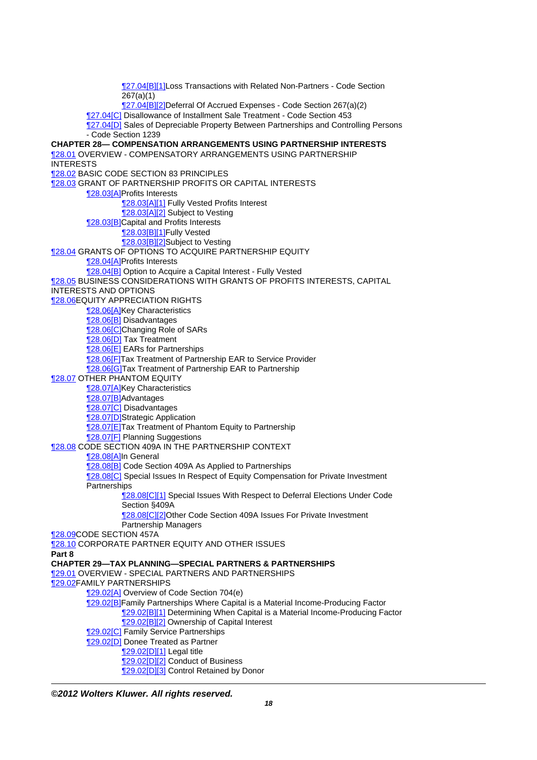- ¶27.04[B][1]Loss Transactions with Related Non-Partners - Code Section 267(a)(1)
- ¶27.04[B][2]Deferral Of Accrued Expenses - Code Section 267(a)(2)

¶27.04[C] Disallowance of Installment Sale Treatment - Code Section 453

¶27.04[D] Sales of Depreciable Property Between Partnerships and Controlling Persons - Code Section 1239

**CHAPTER 28— COMPENSATION ARRANGEMENTS USING PARTNERSHIP INTERESTS**

¶28.01 OVERVIEW - COMPENSATORY ARRANGEMENTS USING PARTNERSHIP INTERESTS

¶28.02 BASIC CODE SECTION 83 PRINCIPLES

¶28.03 GRANT OF PARTNERSHIP PROFITS OR CAPITAL INTERESTS

- ¶28.03[A]Profits Interests
  - ¶28.03[A][1] Fully Vested Profits Interest
  - ¶28.03[A][2] Subject to Vesting
- ¶28.03[B]Capital and Profits Interests
  - ¶28.03[B][1]Fully Vested
  - ¶28.03[B][2]Subject to Vesting

¶28.04 GRANTS OF OPTIONS TO ACQUIRE PARTNERSHIP EQUITY

- ¶28.04[A]Profits Interests
- ¶28.04[B] Option to Acquire a Capital Interest - Fully Vested

¶28.05 BUSINESS CONSIDERATIONS WITH GRANTS OF PROFITS INTERESTS, CAPITAL INTERESTS AND OPTIONS

¶28.06EQUITY APPRECIATION RIGHTS

- ¶28.06[A]Key Characteristics
- ¶28.06[B] Disadvantages
- ¶28.06[C]Changing Role of SARs
- ¶28.06[D] Tax Treatment
- ¶28.06[E] EARs for Partnerships
- ¶28.06[F]Tax Treatment of Partnership EAR to Service Provider
- ¶28.06[G]Tax Treatment of Partnership EAR to Partnership

¶28.07 OTHER PHANTOM EQUITY

- ¶28.07[A]Key Characteristics
- ¶28.07[B]Advantages
- ¶28.07[C] Disadvantages
- ¶28.07[D]Strategic Application
- ¶28.07[E]Tax Treatment of Phantom Equity to Partnership
- ¶28.07[F] Planning Suggestions

¶28.08 CODE SECTION 409A IN THE PARTNERSHIP CONTEXT

- ¶28.08[A]In General
- ¶28.08[B] Code Section 409A As Applied to Partnerships
- ¶28.08[C] Special Issues In Respect of Equity Compensation for Private Investment Partnerships
  - ¶28.08[C][1] Special Issues With Respect to Deferral Elections Under Code Section §409A
  - ¶28.08[C][2]Other Code Section 409A Issues For Private Investment Partnership Managers

¶28.09CODE SECTION 457A

¶28.10 CORPORATE PARTNER EQUITY AND OTHER ISSUES

**Part 8**

**CHAPTER 29—TAX PLANNING—SPECIAL PARTNERS & PARTNERSHIPS**

¶29.01 OVERVIEW - SPECIAL PARTNERS AND PARTNERSHIPS

¶29.02FAMILY PARTNERSHIPS

- ¶29.02[A] Overview of Code Section 704(e)
- ¶29.02[B]Family Partnerships Where Capital is a Material Income-Producing Factor
  - ¶29.02[B][1] Determining When Capital is a Material Income-Producing Factor
  - ¶29.02[B][2] Ownership of Capital Interest
- ¶29.02[C] Family Service Partnerships
- ¶29.02[D] Donee Treated as Partner
  - ¶29.02[D][1] Legal title
  - ¶29.02[D][2] Conduct of Business
  - ¶29.02[D][3] Control Retained by Donor

***©2012 Wolters Kluwer. All rights reserved.***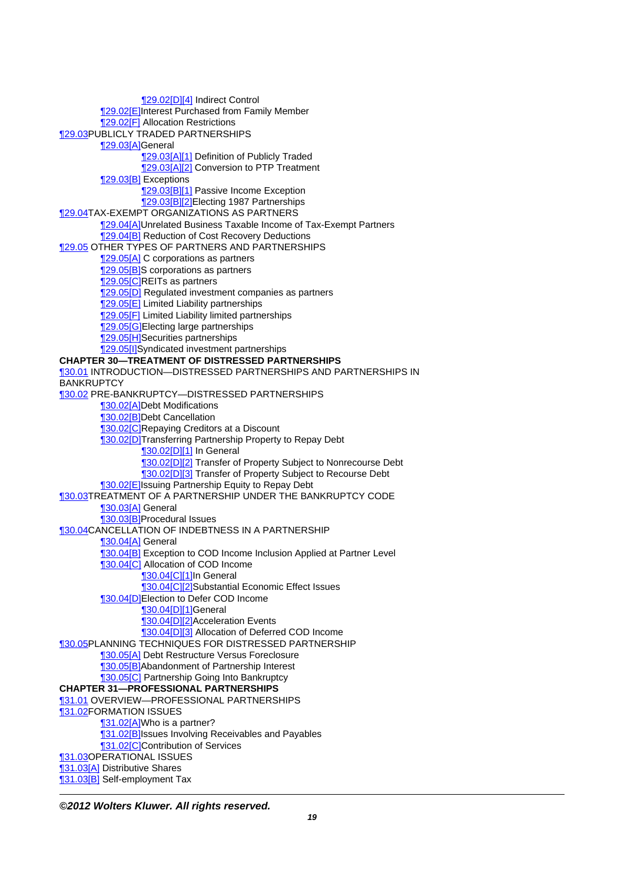¶29.02[D][4] Indirect Control
¶29.02[E]Interest Purchased from Family Member
¶29.02[F] Allocation Restrictions
¶29.03PUBLICLY TRADED PARTNERSHIPS
¶29.03[A]General
¶29.03[A][1] Definition of Publicly Traded
¶29.03[A][2] Conversion to PTP Treatment
¶29.03[B] Exceptions
¶29.03[B][1] Passive Income Exception
¶29.03[B][2]Electing 1987 Partnerships
¶29.04TAX-EXEMPT ORGANIZATIONS AS PARTNERS
¶29.04[A]Unrelated Business Taxable Income of Tax-Exempt Partners
¶29.04[B] Reduction of Cost Recovery Deductions
¶29.05 OTHER TYPES OF PARTNERS AND PARTNERSHIPS
¶29.05[A] C corporations as partners
¶29.05[B]S corporations as partners
¶29.05[C]REITs as partners
¶29.05[D] Regulated investment companies as partners
¶29.05[E] Limited Liability partnerships
¶29.05[F] Limited Liability limited partnerships
¶29.05[G]Electing large partnerships
¶29.05[H]Securities partnerships
¶29.05[I]Syndicated investment partnerships

**CHAPTER 30—TREATMENT OF DISTRESSED PARTNERSHIPS**

¶30.01 INTRODUCTION—DISTRESSED PARTNERSHIPS AND PARTNERSHIPS IN BANKRUPTCY
¶30.02 PRE-BANKRUPTCY—DISTRESSED PARTNERSHIPS
¶30.02[A]Debt Modifications
¶30.02[B]Debt Cancellation
¶30.02[C]Repaying Creditors at a Discount
¶30.02[D]Transferring Partnership Property to Repay Debt
¶30.02[D][1] In General
¶30.02[D][2] Transfer of Property Subject to Nonrecourse Debt
¶30.02[D][3] Transfer of Property Subject to Recourse Debt
¶30.02[E]Issuing Partnership Equity to Repay Debt
¶30.03TREATMENT OF A PARTNERSHIP UNDER THE BANKRUPTCY CODE
¶30.03[A] General
¶30.03[B]Procedural Issues
¶30.04CANCELLATION OF INDEBTNESS IN A PARTNERSHIP
¶30.04[A] General
¶30.04[B] Exception to COD Income Inclusion Applied at Partner Level
¶30.04[C] Allocation of COD Income
¶30.04[C][1]In General
¶30.04[C][2]Substantial Economic Effect Issues
¶30.04[D]Election to Defer COD Income
¶30.04[D][1]General
¶30.04[D][2]Acceleration Events
¶30.04[D][3] Allocation of Deferred COD Income
¶30.05PLANNING TECHNIQUES FOR DISTRESSED PARTNERSHIP
¶30.05[A] Debt Restructure Versus Foreclosure
¶30.05[B]Abandonment of Partnership Interest
¶30.05[C] Partnership Going Into Bankruptcy

**CHAPTER 31—PROFESSIONAL PARTNERSHIPS**

¶31.01 OVERVIEW—PROFESSIONAL PARTNERSHIPS
¶31.02FORMATION ISSUES
¶31.02[A]Who is a partner?
¶31.02[B]Issues Involving Receivables and Payables
¶31.02[C]Contribution of Services
¶31.03OPERATIONAL ISSUES
¶31.03[A] Distributive Shares
¶31.03[B] Self-employment Tax

***©2012 Wolters Kluwer. All rights reserved.***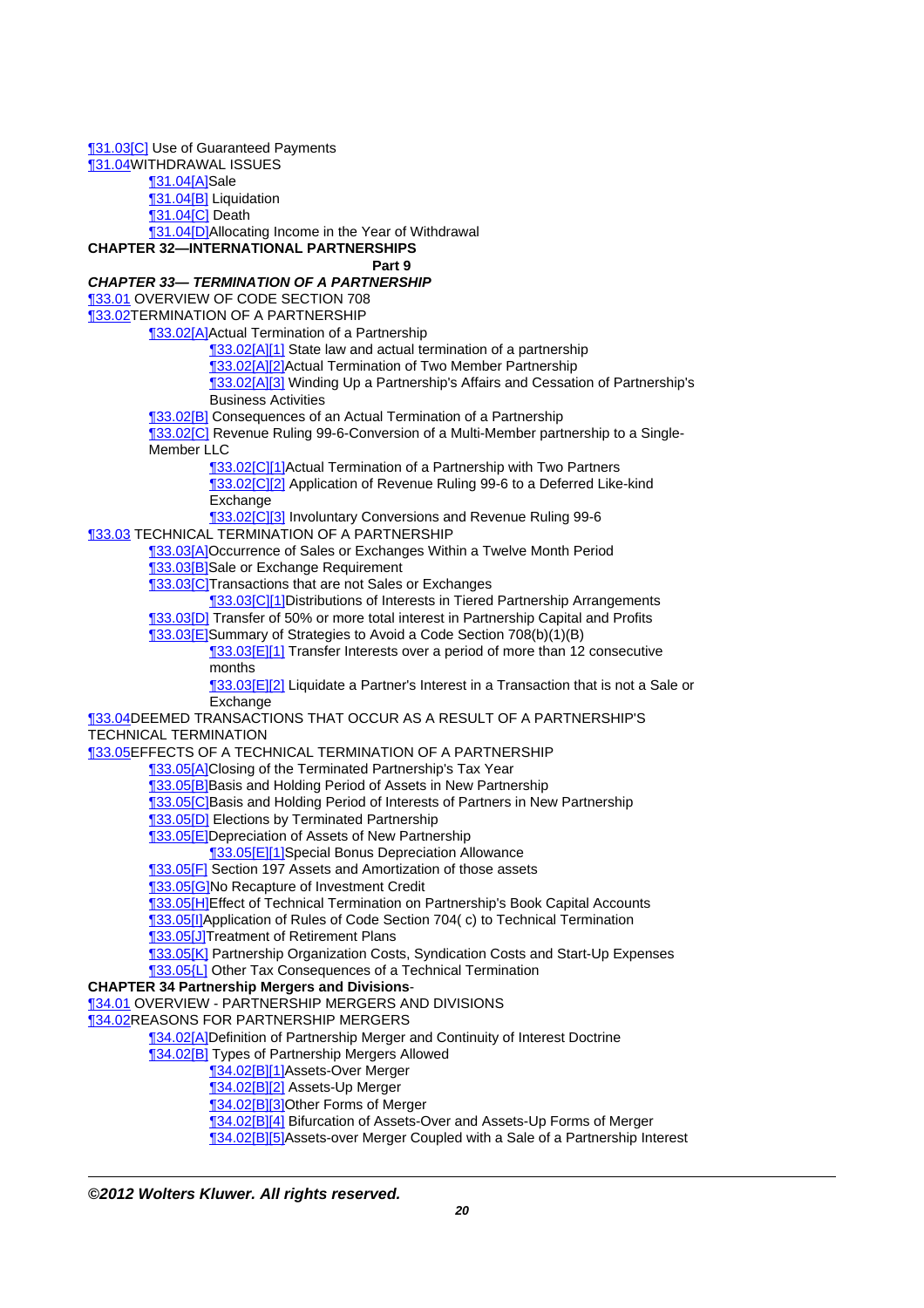¶31.03[C] Use of Guaranteed Payments

¶31.04 WITHDRAWAL ISSUES

- ¶31.04[A] Sale
- ¶31.04[B] Liquidation
- ¶31.04[C] Death
- ¶31.04[D] Allocating Income in the Year of Withdrawal

**CHAPTER 32—INTERNATIONAL PARTNERSHIPS**

**Part 9**

***CHAPTER 33— TERMINATION OF A PARTNERSHIP***

¶33.01 OVERVIEW OF CODE SECTION 708

¶33.02 TERMINATION OF A PARTNERSHIP

- ¶33.02[A] Actual Termination of a Partnership
  - ¶33.02[A][1] State law and actual termination of a partnership
  - ¶33.02[A][2] Actual Termination of Two Member Partnership
  - ¶33.02[A][3] Winding Up a Partnership's Affairs and Cessation of Partnership's Business Activities
- ¶33.02[B] Consequences of an Actual Termination of a Partnership
- ¶33.02[C] Revenue Ruling 99-6-Conversion of a Multi-Member partnership to a Single-Member LLC
  - ¶33.02[C][1] Actual Termination of a Partnership with Two Partners
  - ¶33.02[C][2] Application of Revenue Ruling 99-6 to a Deferred Like-kind Exchange
  - ¶33.02[C][3] Involuntary Conversions and Revenue Ruling 99-6

¶33.03 TECHNICAL TERMINATION OF A PARTNERSHIP

- ¶33.03[A] Occurrence of Sales or Exchanges Within a Twelve Month Period
- ¶33.03[B] Sale or Exchange Requirement
- ¶33.03[C] Transactions that are not Sales or Exchanges
  - ¶33.03[C][1] Distributions of Interests in Tiered Partnership Arrangements
- ¶33.03[D] Transfer of 50% or more total interest in Partnership Capital and Profits
- ¶33.03[E] Summary of Strategies to Avoid a Code Section 708(b)(1)(B)
  - ¶33.03[E][1] Transfer Interests over a period of more than 12 consecutive months
  - ¶33.03[E][2] Liquidate a Partner's Interest in a Transaction that is not a Sale or Exchange

¶33.04 DEEMED TRANSACTIONS THAT OCCUR AS A RESULT OF A PARTNERSHIP'S TECHNICAL TERMINATION

¶33.05 EFFECTS OF A TECHNICAL TERMINATION OF A PARTNERSHIP

- ¶33.05[A] Closing of the Terminated Partnership's Tax Year
- ¶33.05[B] Basis and Holding Period of Assets in New Partnership
- ¶33.05[C] Basis and Holding Period of Interests of Partners in New Partnership
- ¶33.05[D] Elections by Terminated Partnership
- ¶33.05[E] Depreciation of Assets of New Partnership
  - ¶33.05[E][1] Special Bonus Depreciation Allowance
- ¶33.05[F] Section 197 Assets and Amortization of those assets
- ¶33.05[G] No Recapture of Investment Credit
- ¶33.05[H] Effect of Technical Termination on Partnership's Book Capital Accounts
- ¶33.05[I] Application of Rules of Code Section 704( c) to Technical Termination
- ¶33.05[J] Treatment of Retirement Plans
- ¶33.05[K] Partnership Organization Costs, Syndication Costs and Start-Up Expenses
- ¶33.05[L] Other Tax Consequences of a Technical Termination

**CHAPTER 34 Partnership Mergers and Divisions**-

¶34.01 OVERVIEW - PARTNERSHIP MERGERS AND DIVISIONS

¶34.02 REASONS FOR PARTNERSHIP MERGERS

- ¶34.02[A] Definition of Partnership Merger and Continuity of Interest Doctrine
- ¶34.02[B] Types of Partnership Mergers Allowed
  - ¶34.02[B][1] Assets-Over Merger
  - ¶34.02[B][2] Assets-Up Merger
  - ¶34.02[B][3] Other Forms of Merger
  - ¶34.02[B][4] Bifurcation of Assets-Over and Assets-Up Forms of Merger
  - ¶34.02[B][5] Assets-over Merger Coupled with a Sale of a Partnership Interest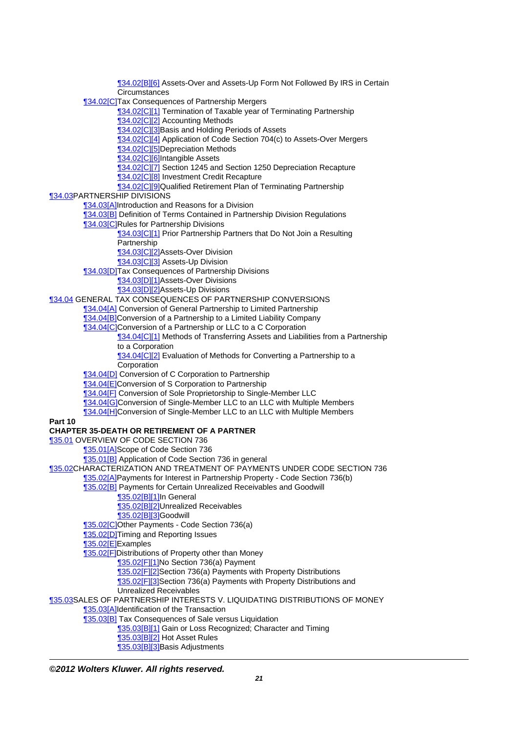¶34.02[B][6] Assets-Over and Assets-Up Form Not Followed By IRS in Certain Circumstances

- ¶34.02[C]Tax Consequences of Partnership Mergers
  - ¶34.02[C][1] Termination of Taxable year of Terminating Partnership
  - ¶34.02[C][2] Accounting Methods
  - ¶34.02[C][3]Basis and Holding Periods of Assets
  - ¶34.02[C][4] Application of Code Section 704(c) to Assets-Over Mergers
  - ¶34.02[C][5]Depreciation Methods
  - ¶34.02[C][6]Intangible Assets
  - ¶34.02[C][7] Section 1245 and Section 1250 Depreciation Recapture
  - ¶34.02[C][8] Investment Credit Recapture
  - ¶34.02[C][9]Qualified Retirement Plan of Terminating Partnership

¶34.03PARTNERSHIP DIVISIONS

- ¶34.03[A]Introduction and Reasons for a Division
- ¶34.03[B] Definition of Terms Contained in Partnership Division Regulations
- ¶34.03[C]Rules for Partnership Divisions
  - ¶34.03[C][1] Prior Partnership Partners that Do Not Join a Resulting Partnership
  - ¶34.03[C][2]Assets-Over Division
  - ¶34.03[C][3] Assets-Up Division
- ¶34.03[D]Tax Consequences of Partnership Divisions
  - ¶34.03[D][1]Assets-Over Divisions
  - ¶34.03[D][2]Assets-Up Divisions

¶34.04 GENERAL TAX CONSEQUENCES OF PARTNERSHIP CONVERSIONS

- ¶34.04[A] Conversion of General Partnership to Limited Partnership
- ¶34.04[B]Conversion of a Partnership to a Limited Liability Company
- ¶34.04[C]Conversion of a Partnership or LLC to a C Corporation
  - ¶34.04[C][1] Methods of Transferring Assets and Liabilities from a Partnership to a Corporation
  - ¶34.04[C][2] Evaluation of Methods for Converting a Partnership to a Corporation
- ¶34.04[D] Conversion of C Corporation to Partnership
- ¶34.04[E]Conversion of S Corporation to Partnership
- ¶34.04[F] Conversion of Sole Proprietorship to Single-Member LLC
- ¶34.04[G]Conversion of Single-Member LLC to an LLC with Multiple Members
- ¶34.04[H]Conversion of Single-Member LLC to an LLC with Multiple Members

**Part 10**

**CHAPTER 35-DEATH OR RETIREMENT OF A PARTNER**

¶35.01 OVERVIEW OF CODE SECTION 736

- ¶35.01[A]Scope of Code Section 736
- ¶35.01[B] Application of Code Section 736 in general

¶35.02CHARACTERIZATION AND TREATMENT OF PAYMENTS UNDER CODE SECTION 736

- ¶35.02[A]Payments for Interest in Partnership Property - Code Section 736(b)
- ¶35.02[B] Payments for Certain Unrealized Receivables and Goodwill
  - ¶35.02[B][1]In General
  - ¶35.02[B][2]Unrealized Receivables
  - ¶35.02[B][3]Goodwill
- ¶35.02[C]Other Payments - Code Section 736(a)
- ¶35.02[D]Timing and Reporting Issues
- ¶35.02[E]Examples
- ¶35.02[F]Distributions of Property other than Money
  - ¶35.02[F][1]No Section 736(a) Payment
  - ¶35.02[F][2]Section 736(a) Payments with Property Distributions
  - ¶35.02[F][3]Section 736(a) Payments with Property Distributions and Unrealized Receivables

¶35.03SALES OF PARTNERSHIP INTERESTS V. LIQUIDATING DISTRIBUTIONS OF MONEY

- ¶35.03[A]Identification of the Transaction
- ¶35.03[B] Tax Consequences of Sale versus Liquidation
  - ¶35.03[B][1] Gain or Loss Recognized; Character and Timing
  - ¶35.03[B][2] Hot Asset Rules
  - ¶35.03[B][3]Basis Adjustments

***©2012 Wolters Kluwer. All rights reserved.***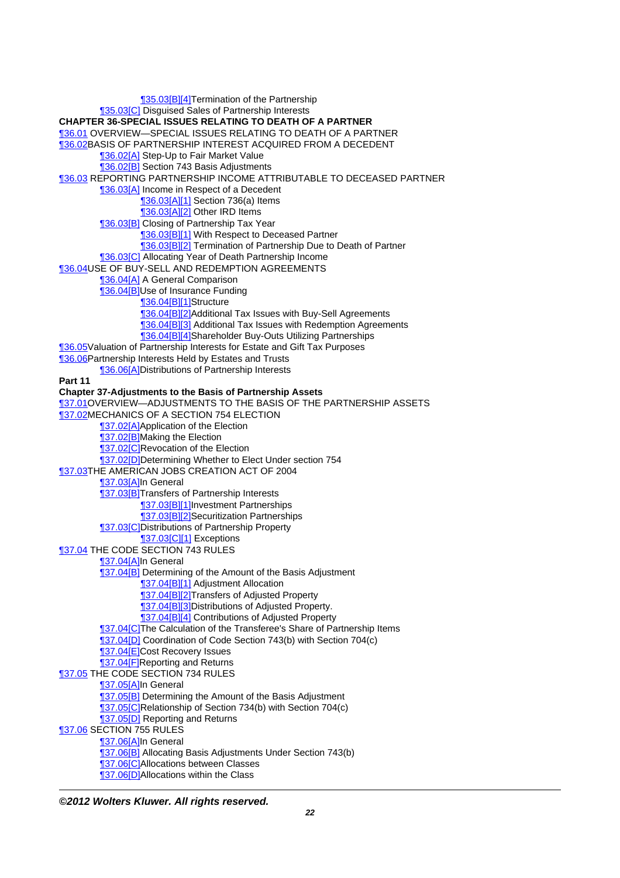- ¶35.03[B][4]Termination of the Partnership
- ¶35.03[C] Disguised Sales of Partnership Interests

**CHAPTER 36-SPECIAL ISSUES RELATING TO DEATH OF A PARTNER**

¶36.01 OVERVIEW—SPECIAL ISSUES RELATING TO DEATH OF A PARTNER

¶36.02BASIS OF PARTNERSHIP INTEREST ACQUIRED FROM A DECEDENT

- ¶36.02[A] Step-Up to Fair Market Value
- ¶36.02[B] Section 743 Basis Adjustments

¶36.03 REPORTING PARTNERSHIP INCOME ATTRIBUTABLE TO DECEASED PARTNER

- ¶36.03[A] Income in Respect of a Decedent
  - ¶36.03[A][1] Section 736(a) Items
  - ¶36.03[A][2] Other IRD Items
- ¶36.03[B] Closing of Partnership Tax Year
  - ¶36.03[B][1] With Respect to Deceased Partner
  - ¶36.03[B][2] Termination of Partnership Due to Death of Partner
- ¶36.03[C] Allocating Year of Death Partnership Income

¶36.04USE OF BUY-SELL AND REDEMPTION AGREEMENTS

- ¶36.04[A] A General Comparison
- ¶36.04[B]Use of Insurance Funding
  - ¶36.04[B][1]Structure
  - ¶36.04[B][2]Additional Tax Issues with Buy-Sell Agreements
  - ¶36.04[B][3] Additional Tax Issues with Redemption Agreements
  - ¶36.04[B][4]Shareholder Buy-Outs Utilizing Partnerships

¶36.05Valuation of Partnership Interests for Estate and Gift Tax Purposes

¶36.06Partnership Interests Held by Estates and Trusts

- ¶36.06[A]Distributions of Partnership Interests

**Part 11**

**Chapter 37-Adjustments to the Basis of Partnership Assets**

¶37.01OVERVIEW—ADJUSTMENTS TO THE BASIS OF THE PARTNERSHIP ASSETS

¶37.02MECHANICS OF A SECTION 754 ELECTION

- ¶37.02[A]Application of the Election
- ¶37.02[B]Making the Election
- ¶37.02[C]Revocation of the Election
- ¶37.02[D]Determining Whether to Elect Under section 754

¶37.03THE AMERICAN JOBS CREATION ACT OF 2004

- ¶37.03[A]In General
- ¶37.03[B]Transfers of Partnership Interests
  - ¶37.03[B][1]Investment Partnerships
  - ¶37.03[B][2]Securitization Partnerships
- ¶37.03[C]Distributions of Partnership Property
  - ¶37.03[C][1] Exceptions

¶37.04 THE CODE SECTION 743 RULES

- ¶37.04[A]In General
- ¶37.04[B] Determining of the Amount of the Basis Adjustment
  - ¶37.04[B][1] Adjustment Allocation
  - ¶37.04[B][2]Transfers of Adjusted Property
  - ¶37.04[B][3]Distributions of Adjusted Property.
  - ¶37.04[B][4] Contributions of Adjusted Property
- ¶37.04[C]The Calculation of the Transferee's Share of Partnership Items
- ¶37.04[D] Coordination of Code Section 743(b) with Section 704(c)
- ¶37.04[E]Cost Recovery Issues
- ¶37.04[F]Reporting and Returns

¶37.05 THE CODE SECTION 734 RULES

- ¶37.05[A]In General
- ¶37.05[B] Determining the Amount of the Basis Adjustment
- ¶37.05[C]Relationship of Section 734(b) with Section 704(c)
- ¶37.05[D] Reporting and Returns

¶37.06 SECTION 755 RULES

- ¶37.06[A]In General
- ¶37.06[B] Allocating Basis Adjustments Under Section 743(b)
- ¶37.06[C]Allocations between Classes
- ¶37.06[D]Allocations within the Class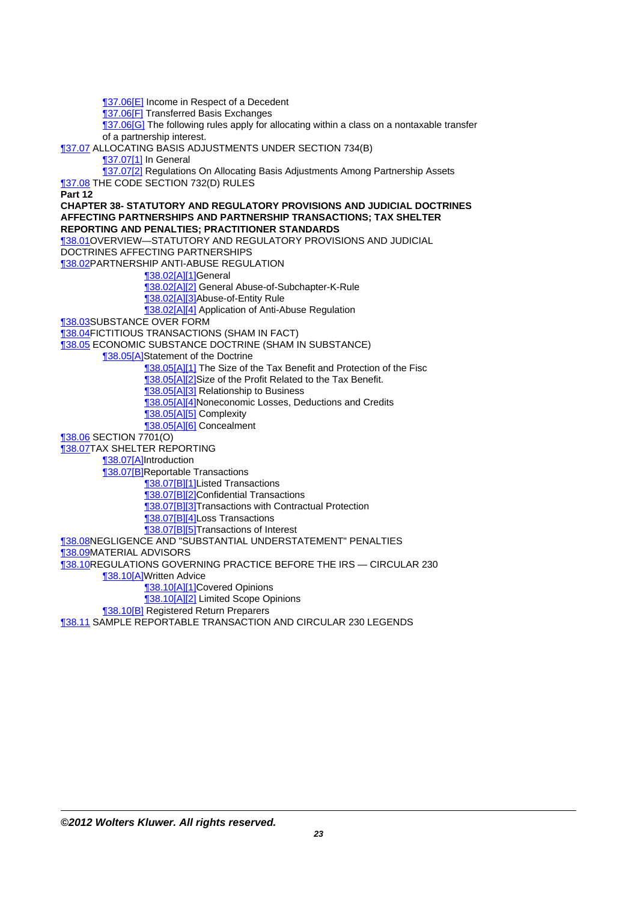¶37.06[E] Income in Respect of a Decedent
¶37.06[F] Transferred Basis Exchanges
¶37.06[G] The following rules apply for allocating within a class on a nontaxable transfer of a partnership interest.

¶37.07 ALLOCATING BASIS ADJUSTMENTS UNDER SECTION 734(B)
¶37.07[1] In General
¶37.07[2] Regulations On Allocating Basis Adjustments Among Partnership Assets

¶37.08 THE CODE SECTION 732(D) RULES

**Part 12**

**CHAPTER 38- STATUTORY AND REGULATORY PROVISIONS AND JUDICIAL DOCTRINES AFFECTING PARTNERSHIPS AND PARTNERSHIP TRANSACTIONS; TAX SHELTER REPORTING AND PENALTIES; PRACTITIONER STANDARDS**

¶38.01OVERVIEW—STATUTORY AND REGULATORY PROVISIONS AND JUDICIAL DOCTRINES AFFECTING PARTNERSHIPS

¶38.02PARTNERSHIP ANTI-ABUSE REGULATION
¶38.02[A][1]General
¶38.02[A][2] General Abuse-of-Subchapter-K-Rule
¶38.02[A][3]Abuse-of-Entity Rule
¶38.02[A][4] Application of Anti-Abuse Regulation

¶38.03SUBSTANCE OVER FORM

¶38.04FICTITIOUS TRANSACTIONS (SHAM IN FACT)

¶38.05 ECONOMIC SUBSTANCE DOCTRINE (SHAM IN SUBSTANCE)
¶38.05[A]Statement of the Doctrine
¶38.05[A][1] The Size of the Tax Benefit and Protection of the Fisc
¶38.05[A][2]Size of the Profit Related to the Tax Benefit.
¶38.05[A][3] Relationship to Business
¶38.05[A][4]Noneconomic Losses, Deductions and Credits
¶38.05[A][5] Complexity
¶38.05[A][6] Concealment

¶38.06 SECTION 7701(O)

¶38.07TAX SHELTER REPORTING
¶38.07[A]Introduction
¶38.07[B]Reportable Transactions
¶38.07[B][1]Listed Transactions
¶38.07[B][2]Confidential Transactions
¶38.07[B][3]Transactions with Contractual Protection
¶38.07[B][4]Loss Transactions
¶38.07[B][5]Transactions of Interest

¶38.08NEGLIGENCE AND "SUBSTANTIAL UNDERSTATEMENT" PENALTIES

¶38.09MATERIAL ADVISORS

¶38.10REGULATIONS GOVERNING PRACTICE BEFORE THE IRS — CIRCULAR 230
¶38.10[A]Written Advice
¶38.10[A][1]Covered Opinions
¶38.10[A][2] Limited Scope Opinions
¶38.10[B] Registered Return Preparers

¶38.11 SAMPLE REPORTABLE TRANSACTION AND CIRCULAR 230 LEGENDS

***©2012 Wolters Kluwer. All rights reserved.***